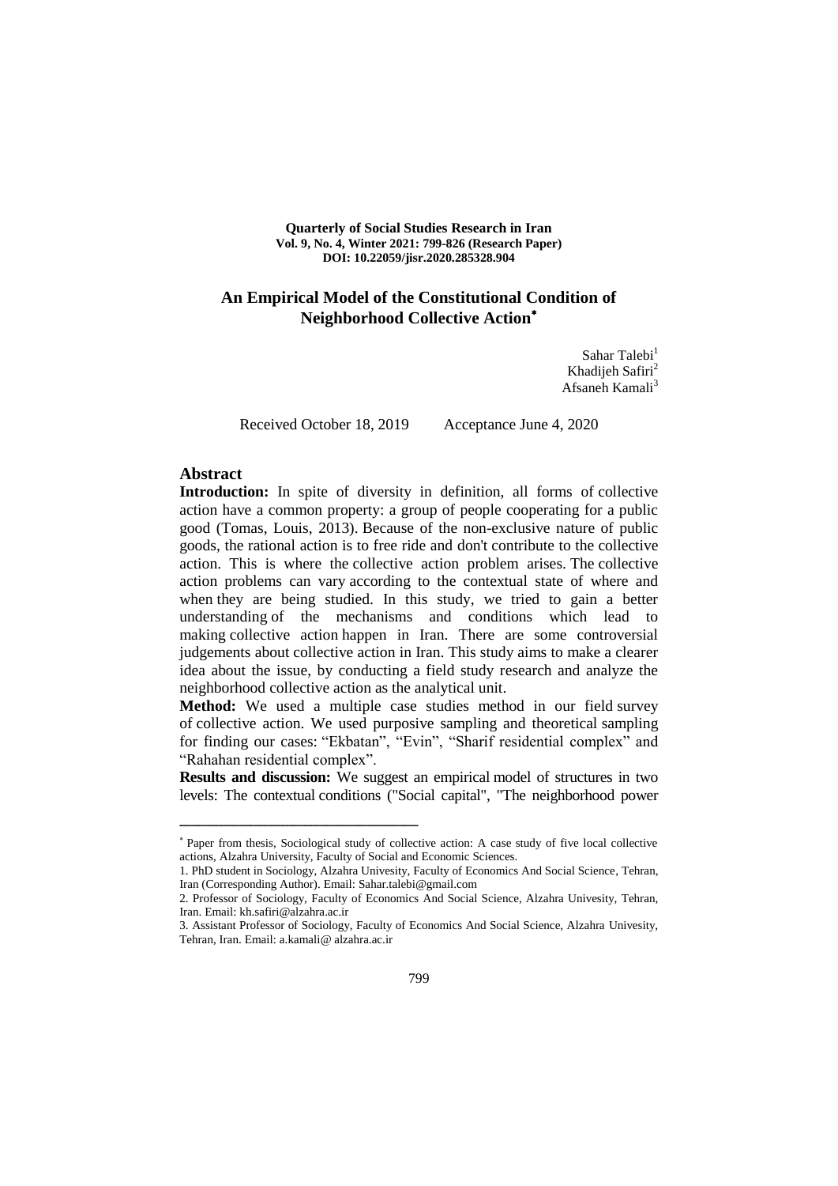**Quarterly of Social Studies Research in Iran**
**Vol. 9, No. 4, Winter 2021: 799-826 (Research Paper)**
**DOI: 10.22059/jisr.2020.285328.904**

# An Empirical Model of the Constitutional Condition of Neighborhood Collective Action*

Sahar Talebi[1]
Khadijeh Safiri[2]
Afsaneh Kamali[3]

Received October 18, 2019  Acceptance June 4, 2020

## Abstract

**Introduction:** In spite of diversity in definition, all forms of collective action have a common property: a group of people cooperating for a public good (Tomas, Louis, 2013). Because of the non-exclusive nature of public goods, the rational action is to free ride and don't contribute to the collective action. This is where the collective action problem arises. The collective action problems can vary according to the contextual state of where and when they are being studied. In this study, we tried to gain a better understanding of the mechanisms and conditions which lead to making collective action happen in Iran. There are some controversial judgements about collective action in Iran. This study aims to make a clearer idea about the issue, by conducting a field study research and analyze the neighborhood collective action as the analytical unit.

**Method:** We used a multiple case studies method in our field survey of collective action. We used purposive sampling and theoretical sampling for finding our cases: "Ekbatan", "Evin", "Sharif residential complex" and "Rahahan residential complex".

**Results and discussion:** We suggest an empirical model of structures in two levels: The contextual conditions ("Social capital", "The neighborhood power

---

* Paper from thesis, Sociological study of collective action: A case study of five local collective actions, Alzahra University, Faculty of Social and Economic Sciences.

1. PhD student in Sociology, Alzahra Univesity, Faculty of Economics And Social Science, Tehran, Iran (Corresponding Author). Email: Sahar.talebi@gmail.com

2. Professor of Sociology, Faculty of Economics And Social Science, Alzahra Univesity, Tehran, Iran. Email: kh.safiri@alzahra.ac.ir

3. Assistant Professor of Sociology, Faculty of Economics And Social Science, Alzahra Univesity, Tehran, Iran. Email: a.kamali@ alzahra.ac.ir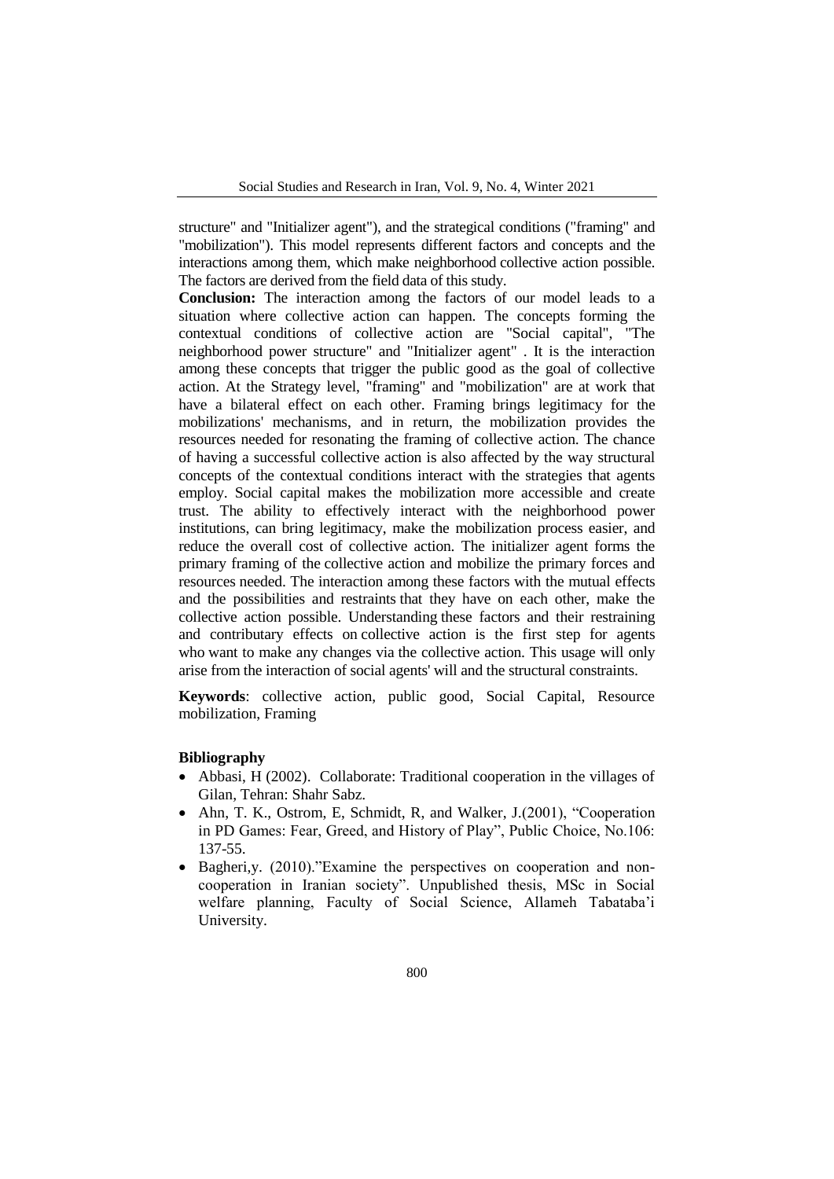structure" and "Initializer agent"), and the strategical conditions ("framing" and "mobilization"). This model represents different factors and concepts and the interactions among them, which make neighborhood collective action possible. The factors are derived from the field data of this study.

**Conclusion:** The interaction among the factors of our model leads to a situation where collective action can happen. The concepts forming the contextual conditions of collective action are "Social capital", "The neighborhood power structure" and "Initializer agent" . It is the interaction among these concepts that trigger the public good as the goal of collective action. At the Strategy level, "framing" and "mobilization" are at work that have a bilateral effect on each other. Framing brings legitimacy for the mobilizations' mechanisms, and in return, the mobilization provides the resources needed for resonating the framing of collective action. The chance of having a successful collective action is also affected by the way structural concepts of the contextual conditions interact with the strategies that agents employ. Social capital makes the mobilization more accessible and create trust. The ability to effectively interact with the neighborhood power institutions, can bring legitimacy, make the mobilization process easier, and reduce the overall cost of collective action. The initializer agent forms the primary framing of the collective action and mobilize the primary forces and resources needed. The interaction among these factors with the mutual effects and the possibilities and restraints that they have on each other, make the collective action possible. Understanding these factors and their restraining and contributary effects on collective action is the first step for agents who want to make any changes via the collective action. This usage will only arise from the interaction of social agents' will and the structural constraints.

**Keywords**: collective action, public good, Social Capital, Resource mobilization, Framing

### Bibliography

- Abbasi, H (2002). Collaborate: Traditional cooperation in the villages of Gilan, Tehran: Shahr Sabz.
- Ahn, T. K., Ostrom, E, Schmidt, R, and Walker, J.(2001), "Cooperation in PD Games: Fear, Greed, and History of Play", Public Choice, No.106: 137-55.
- Bagheri,y. (2010)."Examine the perspectives on cooperation and non-cooperation in Iranian society". Unpublished thesis, MSc in Social welfare planning, Faculty of Social Science, Allameh Tabataba'i University.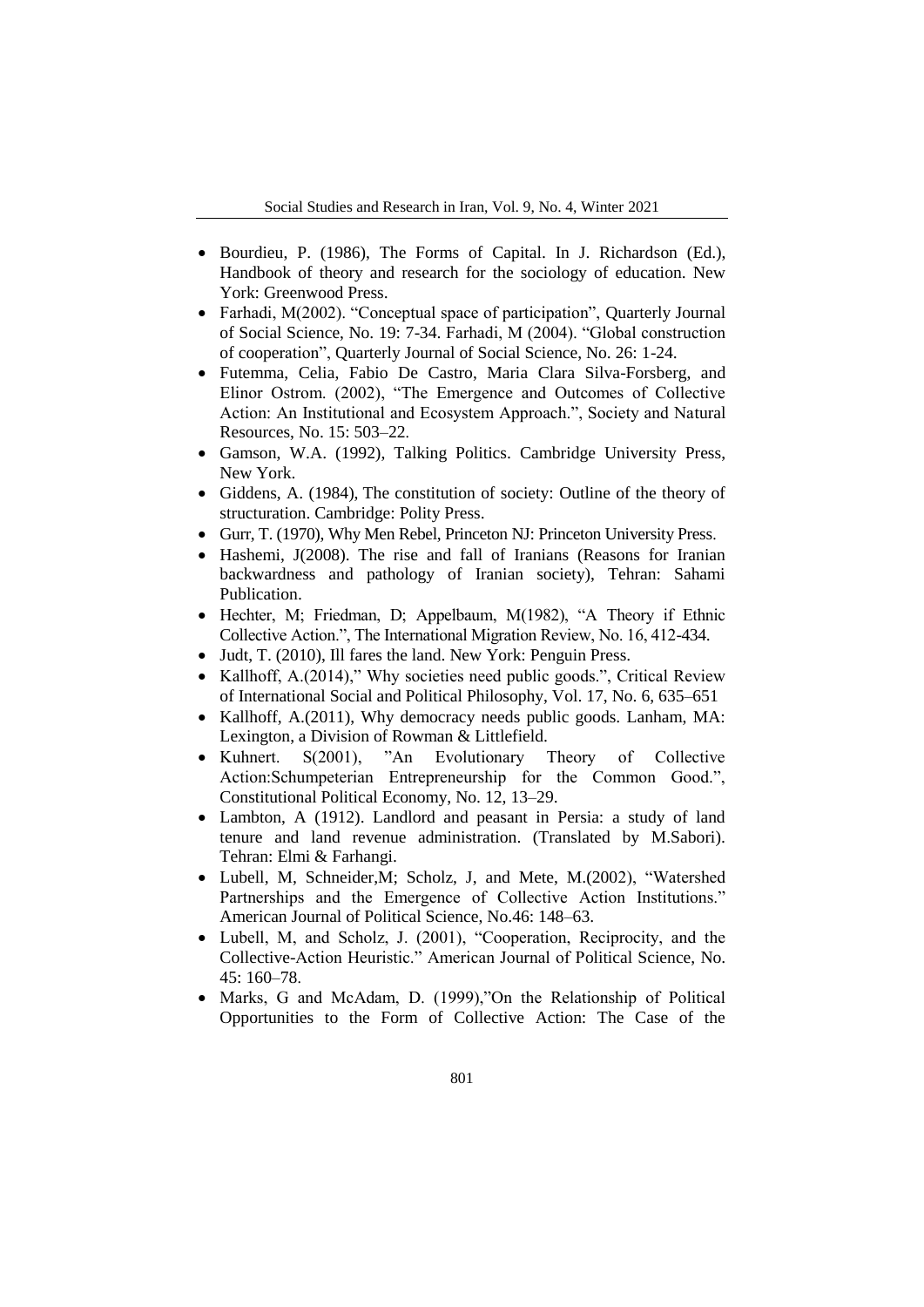- Bourdieu, P. (1986), The Forms of Capital. In J. Richardson (Ed.), Handbook of theory and research for the sociology of education. New York: Greenwood Press.
- Farhadi, M(2002). "Conceptual space of participation", Quarterly Journal of Social Science, No. 19: 7-34. Farhadi, M (2004). "Global construction of cooperation", Quarterly Journal of Social Science, No. 26: 1-24.
- Futemma, Celia, Fabio De Castro, Maria Clara Silva-Forsberg, and Elinor Ostrom. (2002), "The Emergence and Outcomes of Collective Action: An Institutional and Ecosystem Approach.", Society and Natural Resources, No. 15: 503–22.
- Gamson, W.A. (1992), Talking Politics. Cambridge University Press, New York.
- Giddens, A. (1984), The constitution of society: Outline of the theory of structuration. Cambridge: Polity Press.
- Gurr, T. (1970), Why Men Rebel, Princeton NJ: Princeton University Press.
- Hashemi, J(2008). The rise and fall of Iranians (Reasons for Iranian backwardness and pathology of Iranian society), Tehran: Sahami Publication.
- Hechter, M; Friedman, D; Appelbaum, M(1982), "A Theory if Ethnic Collective Action.", The International Migration Review, No. 16, 412-434.
- Judt, T. (2010), Ill fares the land. New York: Penguin Press.
- Kallhoff, A.(2014)," Why societies need public goods.", Critical Review of International Social and Political Philosophy, Vol. 17, No. 6, 635–651
- Kallhoff, A.(2011), Why democracy needs public goods. Lanham, MA: Lexington, a Division of Rowman & Littlefield.
- Kuhnert. S(2001), "An Evolutionary Theory of Collective Action:Schumpeterian Entrepreneurship for the Common Good.", Constitutional Political Economy, No. 12, 13–29.
- Lambton, A (1912). Landlord and peasant in Persia: a study of land tenure and land revenue administration. (Translated by M.Sabori). Tehran: Elmi & Farhangi.
- Lubell, M, Schneider,M; Scholz, J, and Mete, M.(2002), "Watershed Partnerships and the Emergence of Collective Action Institutions." American Journal of Political Science, No.46: 148–63.
- Lubell, M, and Scholz, J. (2001), "Cooperation, Reciprocity, and the Collective-Action Heuristic." American Journal of Political Science, No. 45: 160–78.
- Marks, G and McAdam, D. (1999),"On the Relationship of Political Opportunities to the Form of Collective Action: The Case of the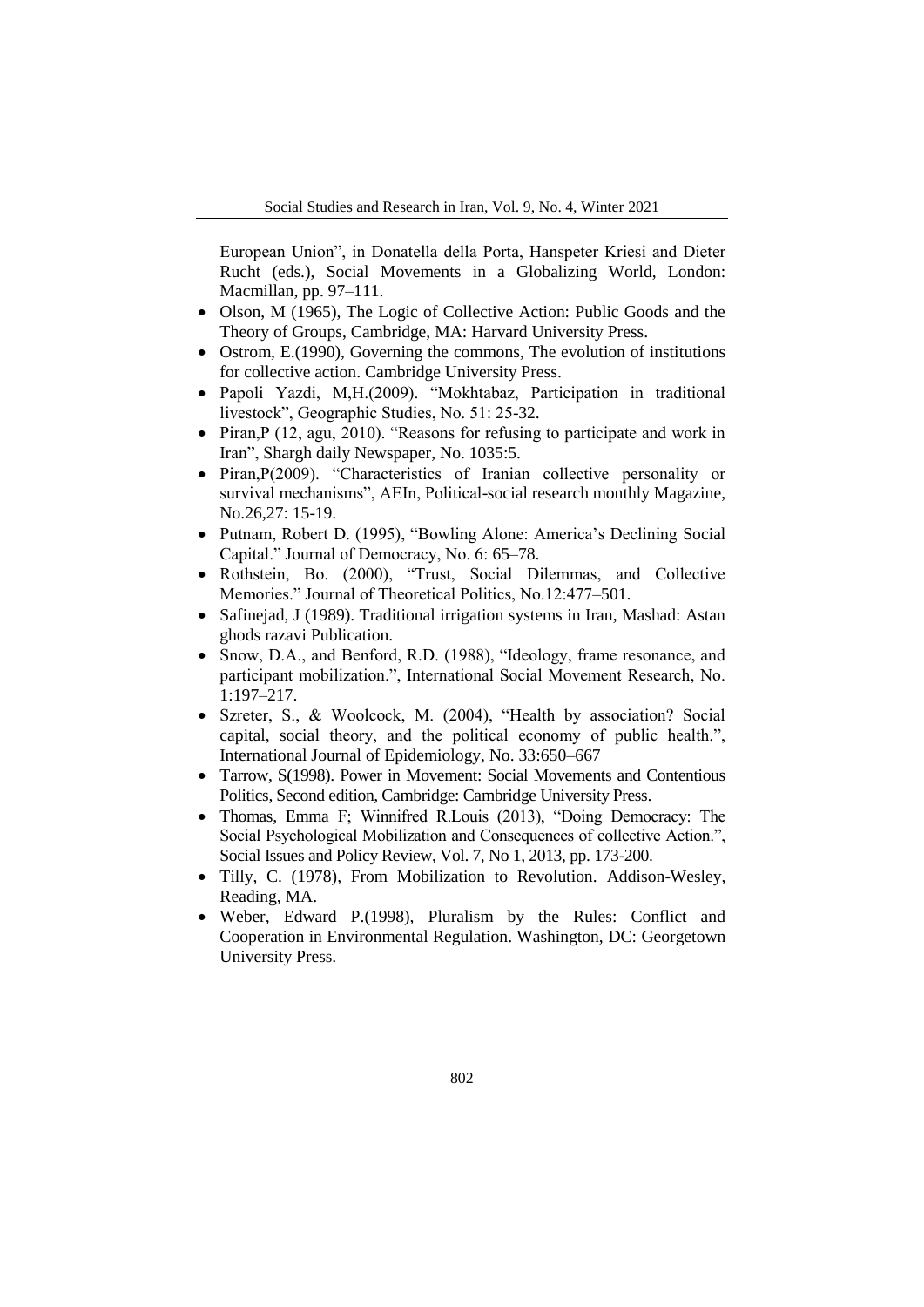European Union", in Donatella della Porta, Hanspeter Kriesi and Dieter Rucht (eds.), Social Movements in a Globalizing World, London: Macmillan, pp. 97–111.

- Olson, M (1965), The Logic of Collective Action: Public Goods and the Theory of Groups, Cambridge, MA: Harvard University Press.
- Ostrom, E.(1990), Governing the commons, The evolution of institutions for collective action. Cambridge University Press.
- Papoli Yazdi, M,H.(2009). "Mokhtabaz, Participation in traditional livestock", Geographic Studies, No. 51: 25-32.
- Piran,P (12, agu, 2010). "Reasons for refusing to participate and work in Iran", Shargh daily Newspaper, No. 1035:5.
- Piran,P(2009). "Characteristics of Iranian collective personality or survival mechanisms", AEIn, Political-social research monthly Magazine, No.26,27: 15-19.
- Putnam, Robert D. (1995), "Bowling Alone: America's Declining Social Capital." Journal of Democracy, No. 6: 65–78.
- Rothstein, Bo. (2000), "Trust, Social Dilemmas, and Collective Memories." Journal of Theoretical Politics, No.12:477–501.
- Safinejad, J (1989). Traditional irrigation systems in Iran, Mashad: Astan ghods razavi Publication.
- Snow, D.A., and Benford, R.D. (1988), "Ideology, frame resonance, and participant mobilization.", International Social Movement Research, No. 1:197–217.
- Szreter, S., & Woolcock, M. (2004), "Health by association? Social capital, social theory, and the political economy of public health.", International Journal of Epidemiology, No. 33:650–667
- Tarrow, S(1998). Power in Movement: Social Movements and Contentious Politics, Second edition, Cambridge: Cambridge University Press.
- Thomas, Emma F; Winnifred R.Louis (2013), "Doing Democracy: The Social Psychological Mobilization and Consequences of collective Action.", Social Issues and Policy Review, Vol. 7, No 1, 2013, pp. 173-200.
- Tilly, C. (1978), From Mobilization to Revolution. Addison-Wesley, Reading, MA.
- Weber, Edward P.(1998), Pluralism by the Rules: Conflict and Cooperation in Environmental Regulation. Washington, DC: Georgetown University Press.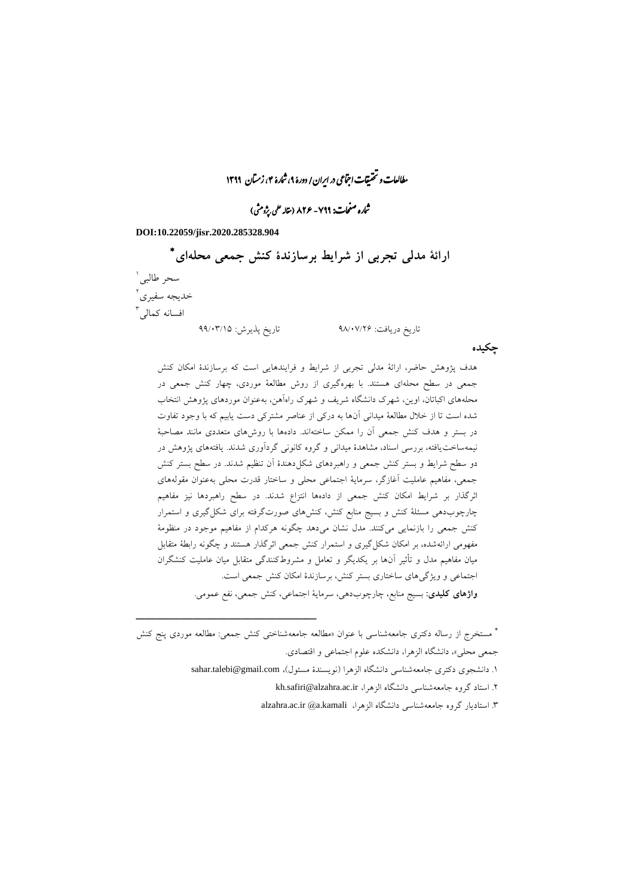مطالعات و تحقیقات اجتماعی در ایران / دورهٔ ۹، شمارهٔ ۴، زمستان ۱۳۹۹

شماره صفحات: ۷۹۹- ۸۲۶ (مقاله علمی پژوهشی)

**DOI:10.22059/jisr.2020.285328.904**

# ارائهٔ مدلی تجربی از شرایط برسازندهٔ کنش جمعی محله‌ای*

سحر طالبی[۱]

خدیجه سفیری[۲]

افسانه کمالی[۳]

تاریخ دریافت: ۹۸/۰۷/۲۶ &nbsp;&nbsp;&nbsp;&nbsp;&nbsp;&nbsp;&nbsp;&nbsp; تاریخ پذیرش: ۹۹/۰۳/۱۵

## چکیده

هدف پژوهش حاضر، ارائهٔ مدلی تجربی از شرایط و فرایندهایی است که برسازندهٔ امکان کنش جمعی در سطح محله‌ای هستند. با بهره‌گیری از روش مطالعهٔ موردی، چهار کنش جمعی در محله‌های اکباتان، اوین، شهرک دانشگاه شریف و شهرک راه‌آهن، به‌عنوان موردهای پژوهش انتخاب شده است تا از خلال مطالعهٔ میدانی آن‌ها به درکی از عناصر مشترکی دست یابیم که با وجود تفاوت در بستر و هدف کنش جمعی آن را ممکن ساخته‌اند. داده‌ها با روش‌های متعددی مانند مصاحبهٔ نیمه‌ساخت‌یافته، بررسی اسناد، مشاهدهٔ میدانی و گروه کانونی گردآوری شدند. یافته‌های پژوهش در دو سطح شرایط و بستر کنش جمعی و راهبردهای شکل‌دهندهٔ آن تنظیم شدند. در سطح بستر کنش جمعی، مفاهیم عاملیت آغازگر، سرمایهٔ اجتماعی محلی و ساختار قدرت محلی به‌عنوان مقوله‌های اثرگذار بر شرایط امکان کنش جمعی از داده‌ها انتزاع شدند. در سطح راهبردها نیز مفاهیم چارچوب‌دهی مسئلهٔ کنش و بسیج منابع کنش، کنش‌های صورت‌گرفته برای شکل‌گیری و استمرار کنش جمعی را بازنمایی می‌کنند. مدل نشان می‌دهد چگونه هرکدام از مفاهیم موجود در منظومهٔ مفهومی ارائه‌شده، بر امکان شکل‌گیری و استمرار کنش جمعی اثرگذار هستند و چگونه رابطهٔ متقابل میان مفاهیم مدل و تأثیر آن‌ها بر یکدیگر و تعامل و مشروط‌کنندگی متقابل میان عاملیت کنشگران اجتماعی و ویژگی‌های ساختاری بستر کنش، برسازندهٔ امکان کنش جمعی است.

**واژهای کلیدی:** بسیج منابع، چارچوب‌دهی، سرمایهٔ اجتماعی، کنش جمعی، نفع عمومی.

---

* مستخرج از رساله دکتری جامعه‌شناسی با عنوان «مطالعه جامعه‌شناختی کنش جمعی: مطالعه موردی پنج کنش جمعی محلی»، دانشگاه الزهرا، دانشکده علوم اجتماعی و اقتصادی.

۱. دانشجوی دکتری جامعه‌شناسی دانشگاه الزهرا (نویسندهٔ مسئول)، sahar.talebi@gmail.com

۲. استاد گروه جامعه‌شناسی دانشگاه الزهرا، kh.safiri@alzahra.ac.ir

۳. استادیار گروه جامعه‌شناسی دانشگاه الزهرا، alzahra.ac.ir @a.kamali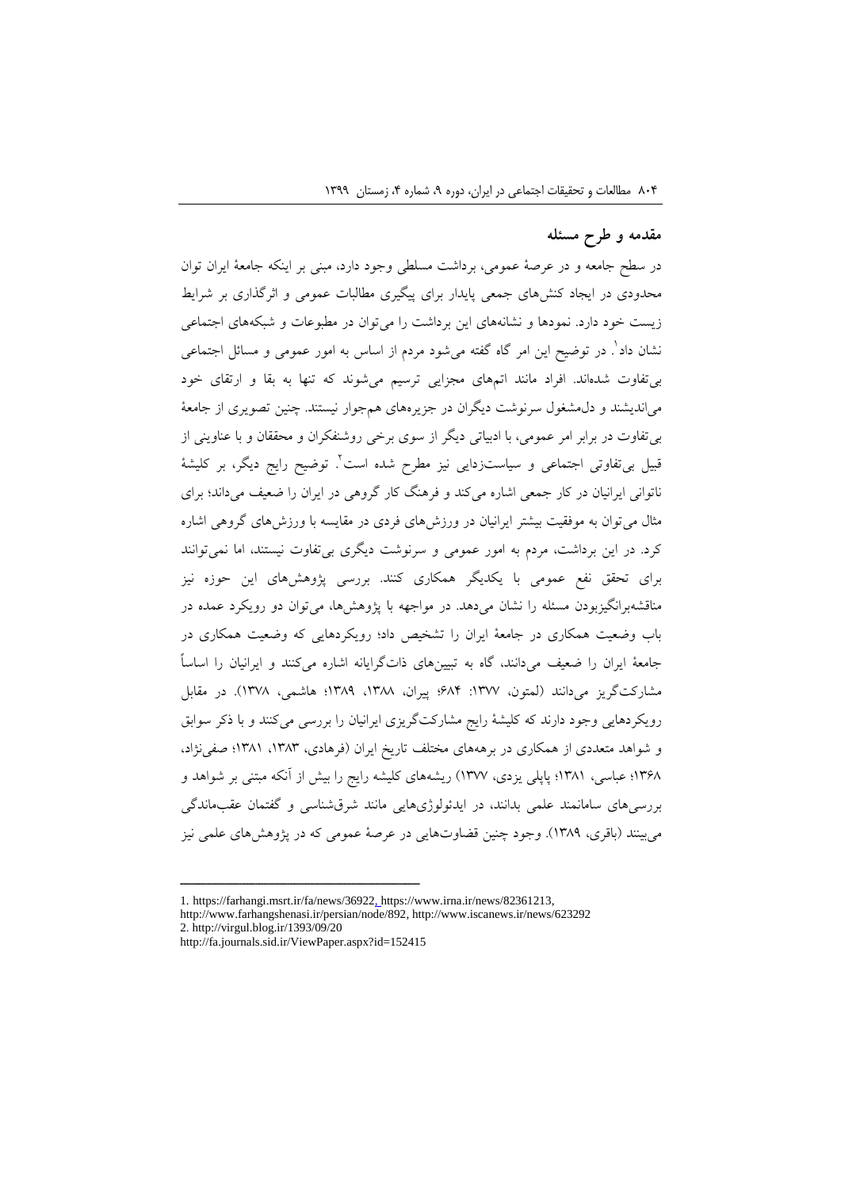## مقدمه و طرح مسئله

در سطح جامعه و در عرصهٔ عمومی، برداشت مسلطی وجود دارد، مبنی بر اینکه جامعهٔ ایران توان محدودی در ایجاد کنش‌های جمعی پایدار برای پیگیری مطالبات عمومی و اثرگذاری بر شرایط زیست خود دارد. نمودها و نشانه‌های این برداشت را می‌توان در مطبوعات و شبکه‌های اجتماعی نشان داد[1]. در توضیح این امر گاه گفته می‌شود مردم از اساس به امور عمومی و مسائل اجتماعی بی‌تفاوت شده‌اند. افراد مانند اتم‌های مجزایی ترسیم می‌شوند که تنها به بقا و ارتقای خود می‌اندیشند و دل‌مشغول سرنوشت دیگران در جزیره‌های هم‌جوار نیستند. چنین تصویری از جامعهٔ بی‌تفاوت در برابر امر عمومی، با ادبیاتی دیگر از سوی برخی روشنفکران و محققان و با عناوینی از قبیل بی‌تفاوتی اجتماعی و سیاست‌زدایی نیز مطرح شده است[2]. توضیح رایج دیگر، بر کلیشهٔ ناتوانی ایرانیان در کار جمعی اشاره می‌کند و فرهنگ کار گروهی در ایران را ضعیف می‌داند؛ برای مثال می‌توان به موفقیت بیشتر ایرانیان در ورزش‌های فردی در مقایسه با ورزش‌های گروهی اشاره کرد. در این برداشت، مردم به امور عمومی و سرنوشت دیگری بی‌تفاوت نیستند، اما نمی‌توانند برای تحقق نفع عمومی با یکدیگر همکاری کنند. بررسی پژوهش‌های این حوزه نیز مناقشه‌برانگیزبودن مسئله را نشان می‌دهد. در مواجهه با پژوهش‌ها، می‌توان دو رویکرد عمده در باب وضعیت همکاری در جامعهٔ ایران را تشخیص داد؛ رویکردهایی که وضعیت همکاری در جامعهٔ ایران را ضعیف می‌دانند، گاه به تبیین‌های ذات‌گرایانه اشاره می‌کنند و ایرانیان را اساساً مشارکت‌گریز می‌دانند (لمتون، ۱۳۷۷: ۶۸۴؛ پیران، ۱۳۸۸، ۱۳۸۹؛ هاشمی، ۱۳۷۸). در مقابل رویکردهایی وجود دارند که کلیشهٔ رایج مشارکت‌گریزی ایرانیان را بررسی می‌کنند و با ذکر سوابق و شواهد متعددی از همکاری در برهه‌های مختلف تاریخ ایران (فرهادی، ۱۳۸۳، ۱۳۸۱؛ صفی‌نژاد، ۱۳۶۸؛ عباسی، ۱۳۸۱؛ پاپلی یزدی، ۱۳۷۷) ریشه‌های کلیشه رایج را بیش از آنکه مبتنی بر شواهد و بررسی‌های سامانمند علمی بدانند، در ایدئولوژی‌هایی مانند شرق‌شناسی و گفتمان عقب‌ماندگی می‌بینند (باقری، ۱۳۸۹). وجود چنین قضاوت‌هایی در عرصهٔ عمومی که در پژوهش‌های علمی نیز

---

1. https://farhangi.msrt.ir/fa/news/36922, https://www.irna.ir/news/82361213,
http://www.farhangshenasi.ir/persian/node/892, http://www.iscanews.ir/news/623292
2. http://virgul.blog.ir/1393/09/20
http://fa.journals.sid.ir/ViewPaper.aspx?id=152415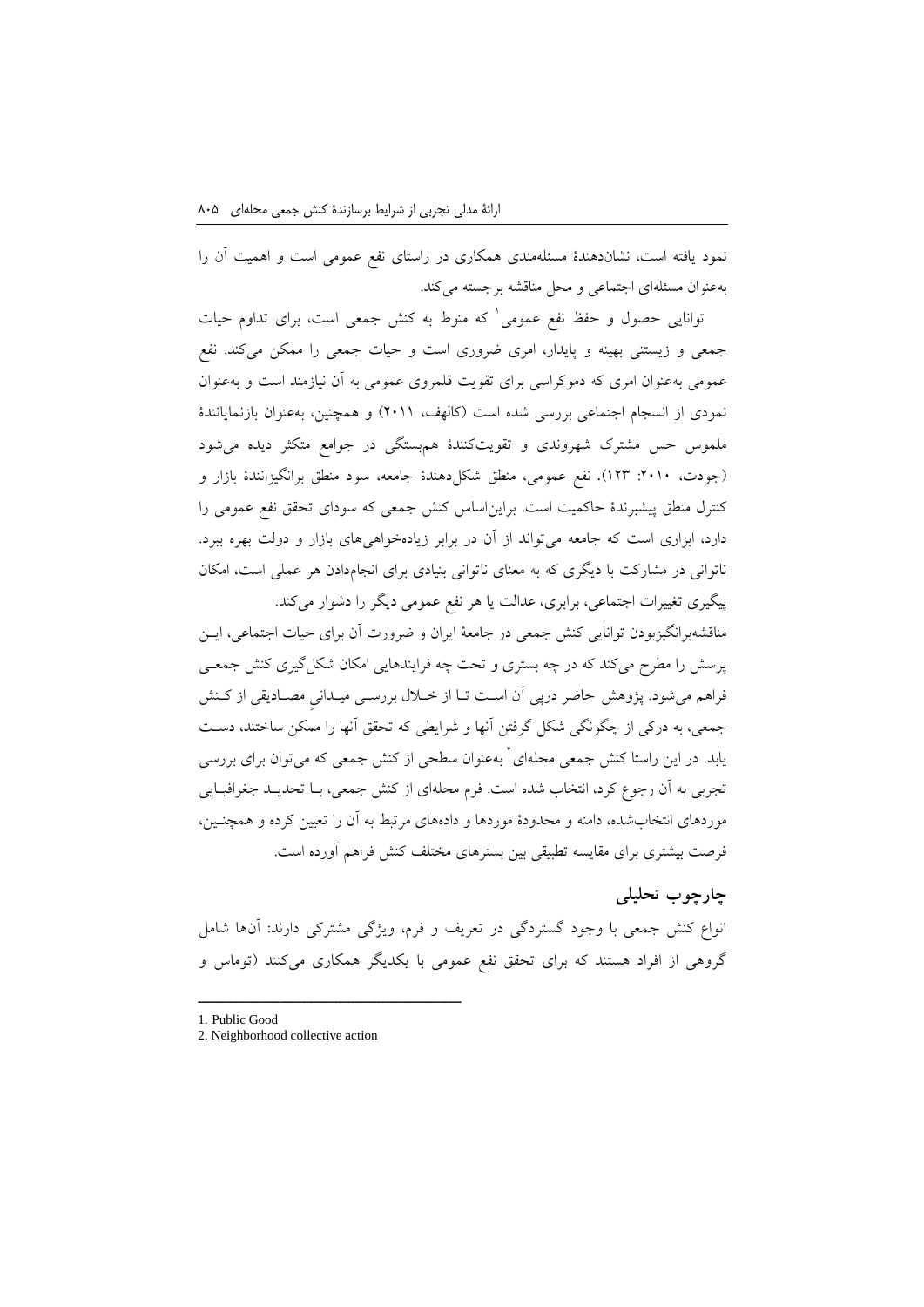نمود یافته است، نشان‌دهندهٔ مسئله‌مندی همکاری در راستای نفع عمومی است و اهمیت آن را به‌عنوان مسئله‌ای اجتماعی و محل مناقشه برجسته می‌کند.

توانایی حصول و حفظ نفع عمومی[1] که منوط به کنش جمعی است، برای تداوم حیات جمعی و زیستنی بهینه و پایدار، امری ضروری است و حیات جمعی را ممکن می‌کند. نفع عمومی به‌عنوان امری که دموکراسی برای تقویت قلمروی عمومی به آن نیازمند است و به‌عنوان نمودی از انسجام اجتماعی بررسی شده است (کالهف، ۲۰۱۱) و همچنین، به‌عنوان بازنمایانندهٔ ملموس حس مشترک شهروندی و تقویت‌کنندهٔ هم‌بستگی در جوامع متکثر دیده می‌شود (جودت، ۲۰۱۰: ۱۲۳). نفع عمومی، منطق شکل‌دهندهٔ جامعه، سود منطق برانگیزانندهٔ بازار و کنترل منطق پیشبرندهٔ حاکمیت است. براین‌اساس کنش جمعی که سودای تحقق نفع عمومی را دارد، ابزاری است که جامعه می‌تواند از آن در برابر زیاده‌خواهی‌های بازار و دولت بهره ببرد. ناتوانی در مشارکت با دیگری که به معنای ناتوانی بنیادی برای انجام‌دادن هر عملی است، امکان پیگیری تغییرات اجتماعی، برابری، عدالت یا هر نفع عمومی دیگر را دشوار می‌کند.

مناقشه‌برانگیزبودن توانایی کنش جمعی در جامعهٔ ایران و ضرورت آن برای حیات اجتماعی، این پرسش را مطرح می‌کند که در چه بستری و تحت چه فرایندهایی امکان شکل‌گیری کنش جمعی فراهم می‌شود. پژوهش حاضر درپی آن است تا از خلال بررسی میدانیِ مصادیقی از کنش جمعی، به درکی از چگونگی شکل گرفتن آنها و شرایطی که تحقق آنها را ممکن ساختند، دست یابد. در این راستا کنش جمعی محله‌ای[2] به‌عنوان سطحی از کنش جمعی که می‌توان برای بررسی تجربی به آن رجوع کرد، انتخاب شده است. فرم محله‌ای از کنش جمعی، با تحدید جغرافیایی موردهای انتخاب‌شده، دامنه و محدودهٔ موردها و داده‌های مرتبط به آن را تعیین کرده و همچنین، فرصت بیشتری برای مقایسه تطبیقی بین بسترهای مختلف کنش فراهم آورده است.

## چارچوب تحلیلی

انواع کنش جمعی با وجود گستردگی در تعریف و فرم، ویژگی مشترکی دارند: آنها شامل گروهی از افراد هستند که برای تحقق نفع عمومی با یکدیگر همکاری می‌کنند (توماس و

---

1. Public Good
2. Neighborhood collective action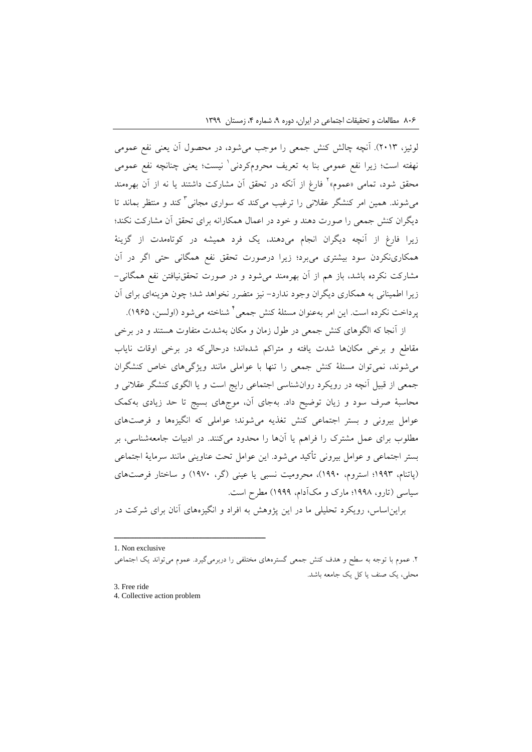لوئیز، ۲۰۱۳). آنچه چالش کنش جمعی را موجب می‌شود، در محصول آن یعنی نفع عمومی نهفته است؛ زیرا نفع عمومی بنا به تعریف محروم‌کردنی[1] نیست؛ یعنی چنانچه نفع عمومی محقق شود، تمامی «عموم»[2] فارغ از آنکه در تحقق آن مشارکت داشتند یا نه از آن بهره‌مند می‌شوند. همین امر کنشگر عقلانی را ترغیب می‌کند که سواری مجانی[3] کند و منتظر بماند تا دیگران کنش جمعی را صورت دهند و خود در اعمال همکارانه برای تحقق آن مشارکت نکند؛ زیرا فارغ از آنچه دیگران انجام می‌دهند، یک فرد همیشه در کوتاه‌مدت از گزینهٔ همکاری‌نکردن سود بیشتری می‌برد؛ زیرا درصورت تحقق نفع همگانی حتی اگر در آن مشارکت نکرده باشد، باز هم از آن بهره‌مند می‌شود و در صورت تحقق‌نیافتن نفع همگانی- زیرا اطمینانی به همکاری دیگران وجود ندارد- نیز متضرر نخواهد شد؛ چون هزینه‌ای برای آن پرداخت نکرده است. این امر به‌عنوان مسئلهٔ کنش جمعی[4] شناخته می‌شود (اولسن، ۱۹۶۵).

از آنجا که الگوهای کنش جمعی در طول زمان و مکان به‌شدت متفاوت هستند و در برخی مقاطع و برخی مکان‌ها شدت یافته و متراکم شده‌اند؛ درحالی‌که در برخی اوقات نایاب می‌شوند، نمی‌توان مسئلهٔ کنش جمعی را تنها با عواملی مانند ویژگی‌های خاص کنشگران جمعی از قبیل آنچه در رویکرد روان‌شناسی اجتماعی رایج است و یا الگوی کنشگر عقلانی و محاسبهٔ صرف سود و زیان توضیح داد. به‌جای آن، موج‌های بسیج تا حد زیادی به‌کمک عوامل بیرونی و بستر اجتماعی کنش تغذیه می‌شوند؛ عواملی که انگیزه‌ها و فرصت‌های مطلوب برای عمل مشترک را فراهم یا آن‌ها را محدود می‌کنند. در ادبیات جامعه‌شناسی، بر بستر اجتماعی و عوامل بیرونی تأکید می‌شود. این عوامل تحت عناوینی مانند سرمایهٔ اجتماعی (پاتنام، ۱۹۹۳؛ استروم، ۱۹۹۰)، محرومیت نسبی یا عینی (گر، ۱۹۷۰) و ساختار فرصت‌های سیاسی (تارو، ۱۹۹۸؛ مارک و مک‌آدام، ۱۹۹۹) مطرح است.

براین‌اساس، رویکرد تحلیلی ما در این پژوهش به افراد و انگیزه‌های آنان برای شرکت در

---

1. Non exclusive

۲. عموم با توجه به سطح و هدف کنش جمعی گستره‌های مختلفی را دربرمی‌گیرد. عموم می‌تواند یک اجتماعی محلی، یک صنف یا کل یک جامعه باشد.

3. Free ride

4. Collective action problem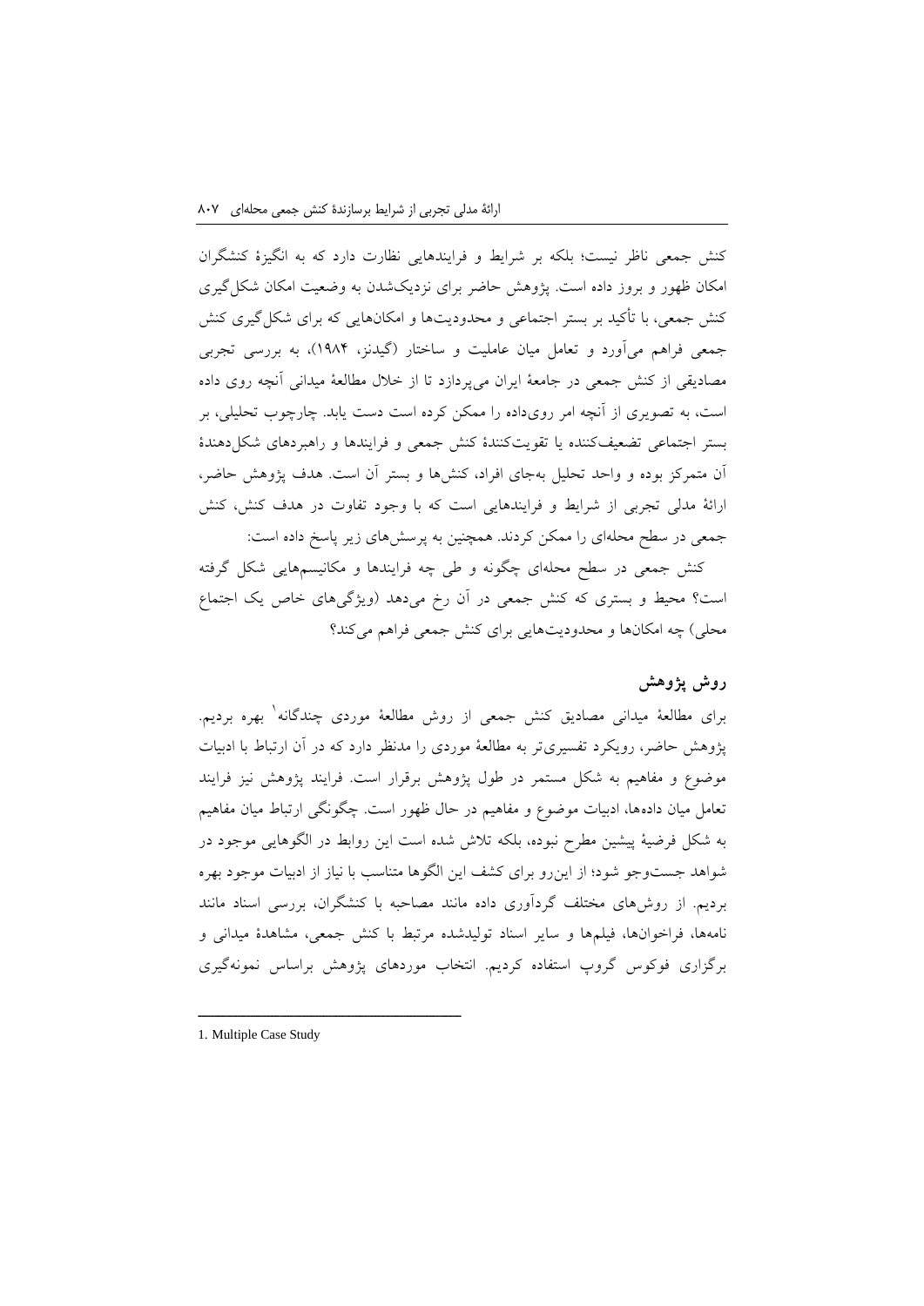کنش جمعی ناظر نیست؛ بلکه بر شرایط و فرایندهایی نظارت دارد که به انگیزهٔ کنشگران امکان ظهور و بروز داده است. پژوهش حاضر برای نزدیک‌شدن به وضعیت امکان شکل‌گیری کنش جمعی، با تأکید بر بستر اجتماعی و محدودیت‌ها و امکان‌هایی که برای شکل‌گیری کنش جمعی فراهم می‌آورد و تعامل میان عاملیت و ساختار (گیدنز، ۱۹۸۴)، به بررسی تجربی مصادیقی از کنش جمعی در جامعهٔ ایران می‌پردازد تا از خلال مطالعهٔ میدانی آنچه روی داده است، به تصویری از آنچه امر روی‌داده را ممکن کرده است دست یابد. چارچوب تحلیلی، بر بستر اجتماعی تضعیف‌کننده یا تقویت‌کنندهٔ کنش جمعی و فرایندها و راهبردهای شکل‌دهندهٔ آن متمرکز بوده و واحد تحلیل به‌جای افراد، کنش‌ها و بستر آن است. هدف پژوهش حاضر، ارائهٔ مدلی تجربی از شرایط و فرایندهایی است که با وجود تفاوت در هدف کنش، کنش جمعی در سطح محله‌ای را ممکن کردند. همچنین به پرسش‌های زیر پاسخ داده است:

کنش جمعی در سطح محله‌ای چگونه و طی چه فرایندها و مکانیسم‌هایی شکل گرفته است؟ محیط و بستری که کنش جمعی در آن رخ می‌دهد (ویژگی‌های خاص یک اجتماع محلی) چه امکان‌ها و محدودیت‌هایی برای کنش جمعی فراهم می‌کند؟

## روش پژوهش

برای مطالعهٔ میدانی مصادیق کنش جمعی از روش مطالعهٔ موردی چندگانه[1] بهره بردیم. پژوهش حاضر، رویکرد تفسیری‌تر به مطالعهٔ موردی را مدنظر دارد که در آن ارتباط با ادبیات موضوع و مفاهیم به شکل مستمر در طول پژوهش برقرار است. فرایند پژوهش نیز فرایند تعامل میان داده‌ها، ادبیات موضوع و مفاهیم در حال ظهور است. چگونگی ارتباط میان مفاهیم به شکل فرضیهٔ پیشین مطرح نبوده، بلکه تلاش شده است این روابط در الگوهایی موجود در شواهد جست‌وجو شود؛ از این‌رو برای کشف این الگوها متناسب با نیاز از ادبیات موجود بهره بردیم. از روش‌های مختلف گردآوری داده مانند مصاحبه با کنشگران، بررسی اسناد مانند نامه‌ها، فراخوان‌ها، فیلم‌ها و سایر اسناد تولیدشده مرتبط با کنش جمعی، مشاهدهٔ میدانی و برگزاری فوکوس گروپ استفاده کردیم. انتخاب موردهای پژوهش براساس نمونه‌گیری

---

1. Multiple Case Study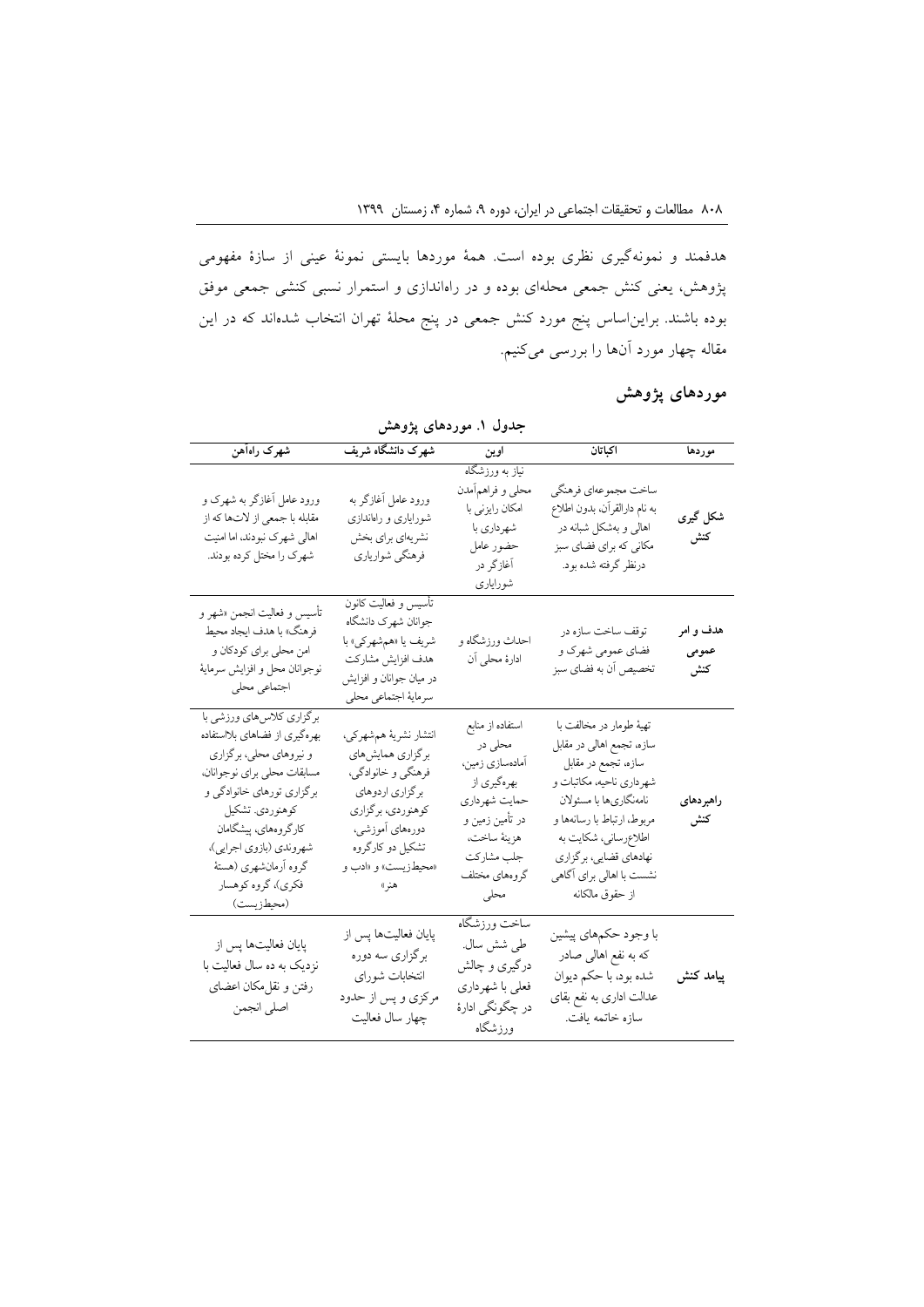هدفمند و نمونه‌گیری نظری بوده است. همهٔ موردها بایستی نمونهٔ عینی از سازهٔ مفهومی پژوهش، یعنی کنش جمعی محله‌ای بوده و در راه‌اندازی و استمرار نسبی کنشی جمعی موفق بوده باشند. براین‌اساس پنج مورد کنش جمعی در پنج محلهٔ تهران انتخاب شده‌اند که در این مقاله چهار مورد آن‌ها را بررسی می‌کنیم.

## موردهای پژوهش

**جدول ۱. موردهای پژوهش**

| موردها | اکباتان | اوین | شهرک دانشگاه شریف | شهرک راه‌آهن |
|---|---|---|---|---|
| **شکل گیری کنش** | ساخت مجموعه‌ای فرهنگی به نام دارالقرآن، بدون اطلاع اهالی و به‌شکل شبانه در مکانی که برای فضای سبز درنظر گرفته شده بود. | نیاز به ورزشگاه محلی و فراهم‌آمدن امکان رایزنی با شهرداری با حضور عامل آغازگر در شورایاری | ورود عامل آغازگر به شورایاری و راه‌اندازی نشریه‌ای برای بخش فرهنگی شورایاری | ورود عامل آغازگر به شهرک و مقابله با جمعی از لات‌ها که از اهالی شهرک نبودند، اما امنیت شهرک را مختل کرده بودند. |
| **هدف و امر عمومی کنش** | توقف ساخت سازه در فضای عمومی شهرک و تخصیص آن به فضای سبز | احداث ورزشگاه و ادارهٔ محلی آن | تأسیس و فعالیت کانون جوانان شهرک دانشگاه شریف یا «هم‌شهرکی» با هدف افزایش مشارکت در میان جوانان و افزایش سرمایهٔ اجتماعی محلی | تأسیس و فعالیت انجمن «شهر و فرهنگ» با هدف ایجاد محیط امن محلی برای کودکان و نوجوانان محل و افزایش سرمایهٔ اجتماعی محلی |
| **راهبردهای کنش** | تهیهٔ طومار در مخالفت با سازه، تجمع اهالی در مقابل سازه، تجمع در مقابل شهرداری ناحیه، مکاتبات و نامه‌نگاری‌ها با مسئولان مربوط، ارتباط با رسانه‌ها و اطلاع‌رسانی، شکایت به نهادهای قضایی، برگزاری نشست با اهالی برای آگاهی از حقوق مالکانه | استفاده از منابع محلی در آماده‌سازی زمین، بهره‌گیری از حمایت شهرداری در تأمین زمین و هزینهٔ ساخت، جلب مشارکت گروه‌های مختلف محلی | انتشار نشریهٔ هم‌شهرکی، برگزاری همایش‌های فرهنگی و خانوادگی، برگزاری اردوهای کوهنوردی، برگزاری دوره‌های آموزشی، تشکیل دو کارگروه «محیط‌زیست» و «ادب و هنر» | برگزاری کلاس‌های ورزشی با بهره‌گیری از فضاهای بلااستفاده و نیروهای محلی، برگزاری مسابقات محلی برای نوجوانان، برگزاری تورهای خانوادگی و کوهنوردی. تشکیل کارگروه‌های، پیشگامان شهروندی (بازوی اجرایی)، گروه آرمان‌شهری (هستهٔ فکری)، گروه کوهسار (محیط‌زیست) |
| **پیامد کنش** | با وجود حکم‌های پیشین که به نفع اهالی صادر شده بود، با حکم دیوان عدالت اداری به نفع بقای سازه خاتمه یافت. | ساخت ورزشگاه طی شش سال. درگیری و چالش فعلی با شهرداری در چگونگی ادارهٔ ورزشگاه | پایان فعالیت‌ها پس از برگزاری سه دوره انتخابات شورای مرکزی و پس از حدود چهار سال فعالیت | پایان فعالیت‌ها پس از نزدیک به ده سال فعالیت با رفتن و نقل‌مکان اعضای اصلی انجمن |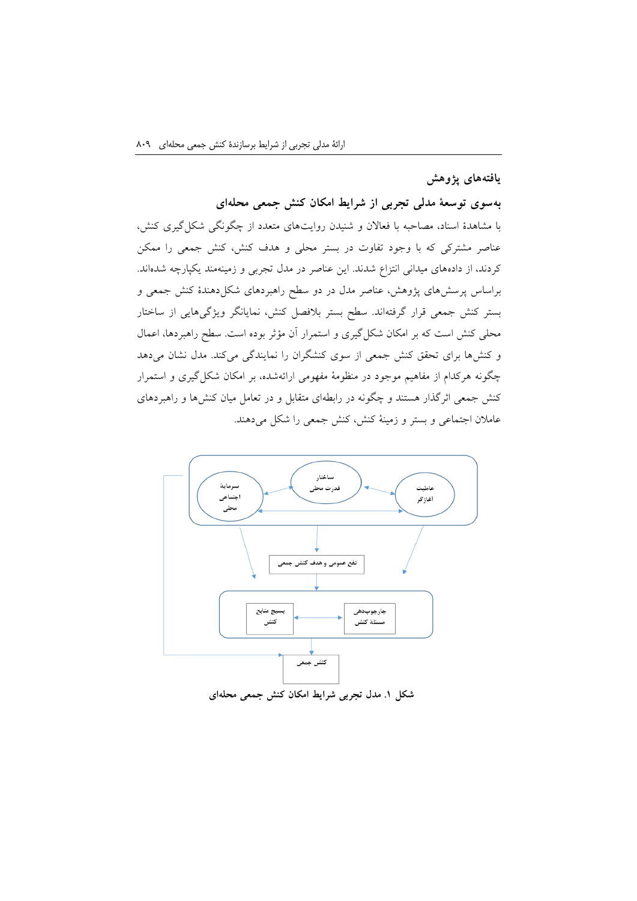## یافته‌های پژوهش

### به‌سوی توسعهٔ مدلی تجربی از شرایط امکان کنش جمعی محله‌ای

با مشاهدهٔ اسناد، مصاحبه با فعالان و شنیدن روایت‌های متعدد از چگونگی شکل‌گیری کنش، عناصر مشترکی که با وجود تفاوت در بستر محلی و هدف کنش، کنش جمعی را ممکن کردند، از داده‌های میدانی انتزاع شدند. این عناصر در مدل تجربی و زمینه‌مند یکپارچه شده‌اند. براساس پرسش‌های پژوهش، عناصر مدل در دو سطح راهبردهای شکل‌دهندهٔ کنش جمعی و بستر کنش جمعی قرار گرفته‌اند. سطح بستر بلافصل کنش، نمایانگر ویژگی‌هایی از ساختار محلی کنش است که بر امکان شکل‌گیری و استمرار آن مؤثر بوده است. سطح راهبردها، اعمال و کنش‌ها برای تحقق کنش جمعی از سوی کنشگران را نمایندگی می‌کند. مدل نشان می‌دهد چگونه هرکدام از مفاهیم موجود در منظومهٔ مفهومی ارائه‌شده، بر امکان شکل‌گیری و استمرار کنش جمعی اثرگذار هستند و چگونه در رابطه‌ای متقابل و در تعامل میان کنش‌ها و راهبردهای عاملان اجتماعی و بستر و زمینهٔ کنش، کنش جمعی را شکل می‌دهند.

```mermaid
flowchart TB
    subgraph context[" "]
        direction RL
        A["عاملیت آغازگر"]
        B["ساختار قدرت محلی"]
        C["سرمایهٔ اجتماعی محلی"]
        A <--> B
        B <--> C
        A <--> C
    end
    D["نفع عمومی و هدف کنش جمعی"]
    subgraph strategies[" "]
        direction RL
        E["چارچوب‌دهی مسئلهٔ کنش"]
        F["بسیج منابع کنش"]
        E <--> F
    end
    G["کنش جمعی"]
    context --> D
    context --> strategies
    D --> strategies
    strategies --> G
    context --> G
```

شکل ۱. مدل تجربی شرایط امکان کنش جمعی محله‌ای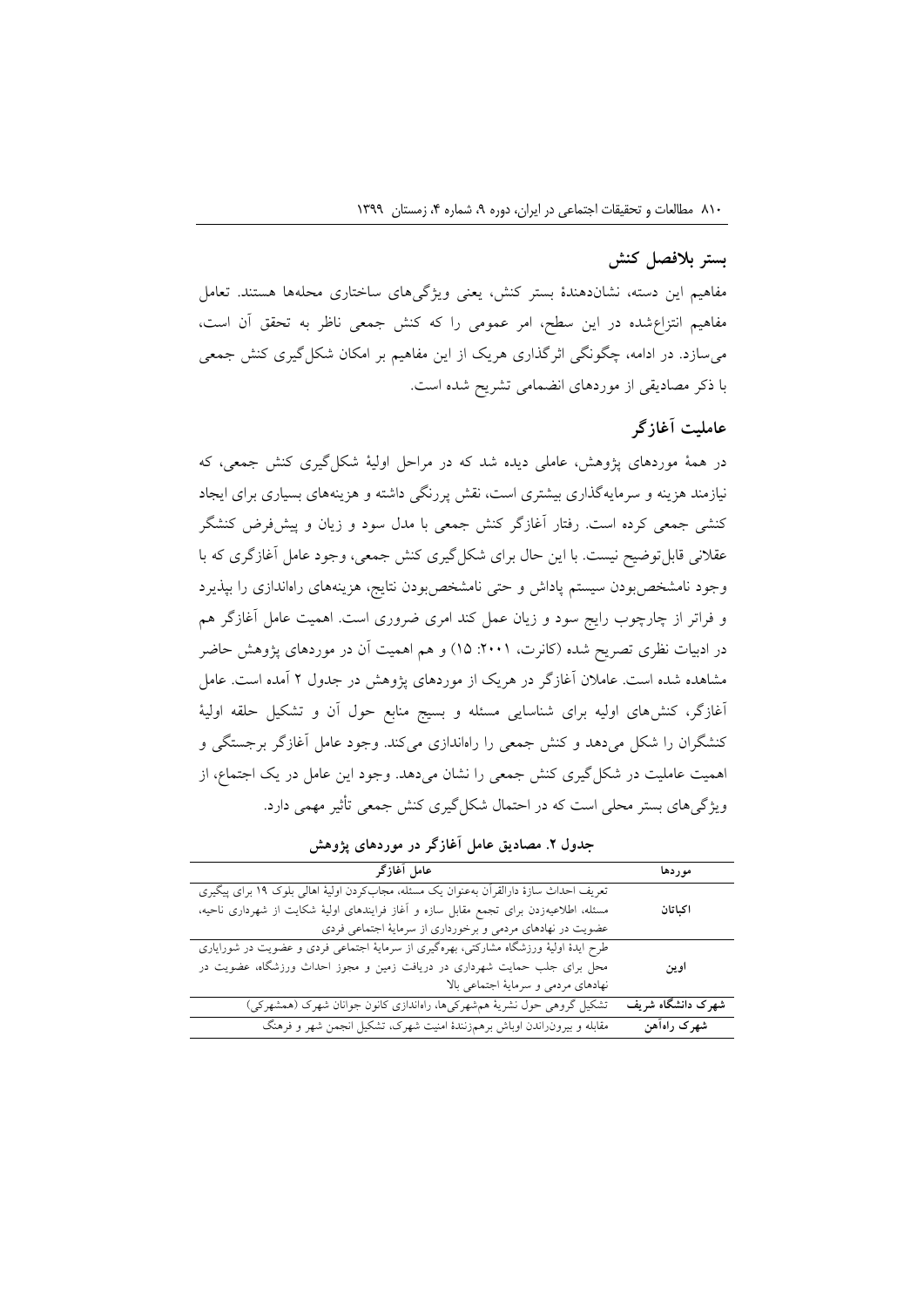### بستر بلافصل کنش

مفاهیم این دسته، نشان‌دهندهٔ بستر کنش، یعنی ویژگی‌های ساختاری محله‌ها هستند. تعامل مفاهیم انتزاع‌شده در این سطح، امر عمومی را که کنش جمعی ناظر به تحقق آن است، می‌سازد. در ادامه، چگونگی اثرگذاری هریک از این مفاهیم بر امکان شکل‌گیری کنش جمعی با ذکر مصادیقی از موردهای انضمامی تشریح شده است.

### عاملیت آغازگر

در همهٔ موردهای پژوهش، عاملی دیده شد که در مراحل اولیهٔ شکل‌گیری کنش جمعی، که نیازمند هزینه و سرمایه‌گذاری بیشتری است، نقش پررنگی داشته و هزینه‌های بسیاری برای ایجاد کنشی جمعی کرده است. رفتار آغازگر کنش جمعی با مدل سود و زیان و پیش‌فرض کنشگر عقلانی قابل‌توضیح نیست. با این حال برای شکل‌گیری کنش جمعی، وجود عامل آغازگری که با وجود نامشخص‌بودن سیستم پاداش و حتی نامشخص‌بودن نتایج، هزینه‌های راه‌اندازی را بپذیرد و فراتر از چارچوب رایج سود و زیان عمل کند امری ضروری است. اهمیت عامل آغازگر هم در ادبیات نظری تصریح شده (کانرت، ۲۰۰۱: ۱۵) و هم اهمیت آن در موردهای پژوهش حاضر مشاهده شده است. عاملان آغازگر در هریک از موردهای پژوهش در جدول ۲ آمده است. عامل آغازگر، کنش‌های اولیه برای شناسایی مسئله و بسیج منابع حول آن و تشکیل حلقه اولیهٔ کنشگران را شکل می‌دهد و کنش جمعی را راه‌اندازی می‌کند. وجود عامل آغازگر برجستگی و اهمیت عاملیت در شکل‌گیری کنش جمعی را نشان می‌دهد. وجود این عامل در یک اجتماع، از ویژگی‌های بستر محلی است که در احتمال شکل‌گیری کنش جمعی تأثیر مهمی دارد.

**جدول ۲. مصادیق عامل آغازگر در موردهای پژوهش**

| موردها | عامل آغازگر |
|---|---|
| **اکباتان** | تعریف احداث سازهٔ دارالقرآن به‌عنوان یک مسئله، مجاب‌کردن اولیهٔ اهالی بلوک ۱۹ برای پیگیری مسئله، اطلاعیه‌زدن برای تجمع مقابل سازه و آغاز فرایندهای اولیهٔ شکایت از شهرداری ناحیه، عضویت در نهادهای مردمی و برخورداری از سرمایهٔ اجتماعی فردی |
| **اوین** | طرح ایدهٔ اولیهٔ ورزشگاه مشارکتی، بهره‌گیری از سرمایهٔ اجتماعی فردی و عضویت در شورایاری محل برای جلب حمایت شهرداری در دریافت زمین و مجوز احداث ورزشگاه، عضویت در نهادهای مردمی و سرمایهٔ اجتماعی بالا |
| **شهرک دانشگاه شریف** | تشکیل گروهی حول نشریهٔ هم‌شهرکی‌ها، راه‌اندازی کانون جوانان شهرک (همشهرکی) |
| **شهرک راه‌آهن** | مقابله و بیرون‌راندن اوباش برهم‌زنندهٔ امنیت شهرک، تشکیل انجمن شهر و فرهنگ |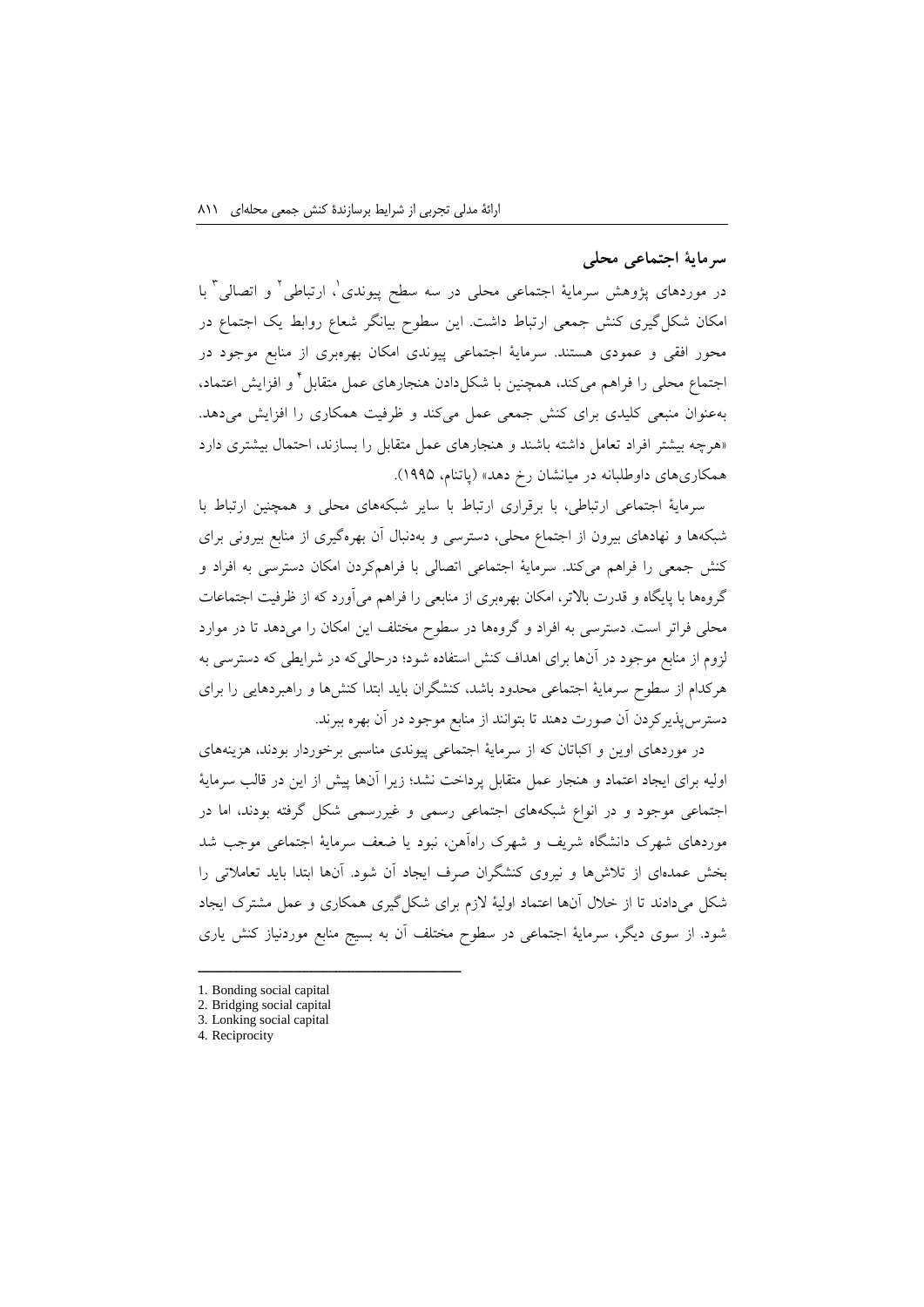## سرمایهٔ اجتماعی محلی

در موردهای پژوهش سرمایهٔ اجتماعی محلی در سه سطح پیوندی[1]، ارتباطی[2] و اتصالی[3] با امکان شکل‌گیری کنش جمعی ارتباط داشت. این سطوح بیانگر شعاع روابط یک اجتماع در محور افقی و عمودی هستند. سرمایهٔ اجتماعی پیوندی امکان بهره‌بری از منابع موجود در اجتماع محلی را فراهم می‌کند، همچنین با شکل‌دادن هنجارهای عمل متقابل[4] و افزایش اعتماد، به‌عنوان منبعی کلیدی برای کنش جمعی عمل می‌کند و ظرفیت همکاری را افزایش می‌دهد. «هرچه بیشتر افراد تعامل داشته باشند و هنجارهای عمل متقابل را بسازند، احتمال بیشتری دارد همکاری‌های داوطلبانه در میانشان رخ دهد» (پاتنام، ۱۹۹۵).

سرمایهٔ اجتماعی ارتباطی، با برقراری ارتباط با سایر شبکه‌های محلی و همچنین ارتباط با شبکه‌ها و نهادهای بیرون از اجتماع محلی، دسترسی و به‌دنبال آن بهره‌گیری از منابع بیرونی برای کنش جمعی را فراهم می‌کند. سرمایهٔ اجتماعی اتصالی با فراهم‌کردن امکان دسترسی به افراد و گروه‌ها با پایگاه و قدرت بالاتر، امکان بهره‌بری از منابعی را فراهم می‌آورد که از ظرفیت اجتماعات محلی فراتر است. دسترسی به افراد و گروه‌ها در سطوح مختلف این امکان را می‌دهد تا در موارد لزوم از منابع موجود در آن‌ها برای اهداف کنش استفاده شود؛ درحالی‌که در شرایطی که دسترسی به هرکدام از سطوح سرمایهٔ اجتماعی محدود باشد، کنشگران باید ابتدا کنش‌ها و راهبردهایی را برای دسترس‌پذیرکردن آن صورت دهند تا بتوانند از منابع موجود در آن بهره ببرند.

در موردهای اوین و اکباتان که از سرمایهٔ اجتماعی پیوندی مناسبی برخوردار بودند، هزینه‌های اولیه برای ایجاد اعتماد و هنجار عمل متقابل پرداخت نشد؛ زیرا آن‌ها پیش از این در قالب سرمایهٔ اجتماعی موجود و در انواع شبکه‌های اجتماعی رسمی و غیررسمی شکل گرفته بودند، اما در موردهای شهرک دانشگاه شریف و شهرک راه‌آهن، نبود یا ضعف سرمایهٔ اجتماعی موجب شد بخش عمده‌ای از تلاش‌ها و نیروی کنشگران صرف ایجاد آن شود. آن‌ها ابتدا باید تعاملاتی را شکل می‌دادند تا از خلال آن‌ها اعتماد اولیهٔ لازم برای شکل‌گیری همکاری و عمل مشترک ایجاد شود. از سوی دیگر، سرمایهٔ اجتماعی در سطوح مختلف آن به بسیج منابع موردنیاز کنش یاری

---

1. Bonding social capital
2. Bridging social capital
3. Lonking social capital
4. Reciprocity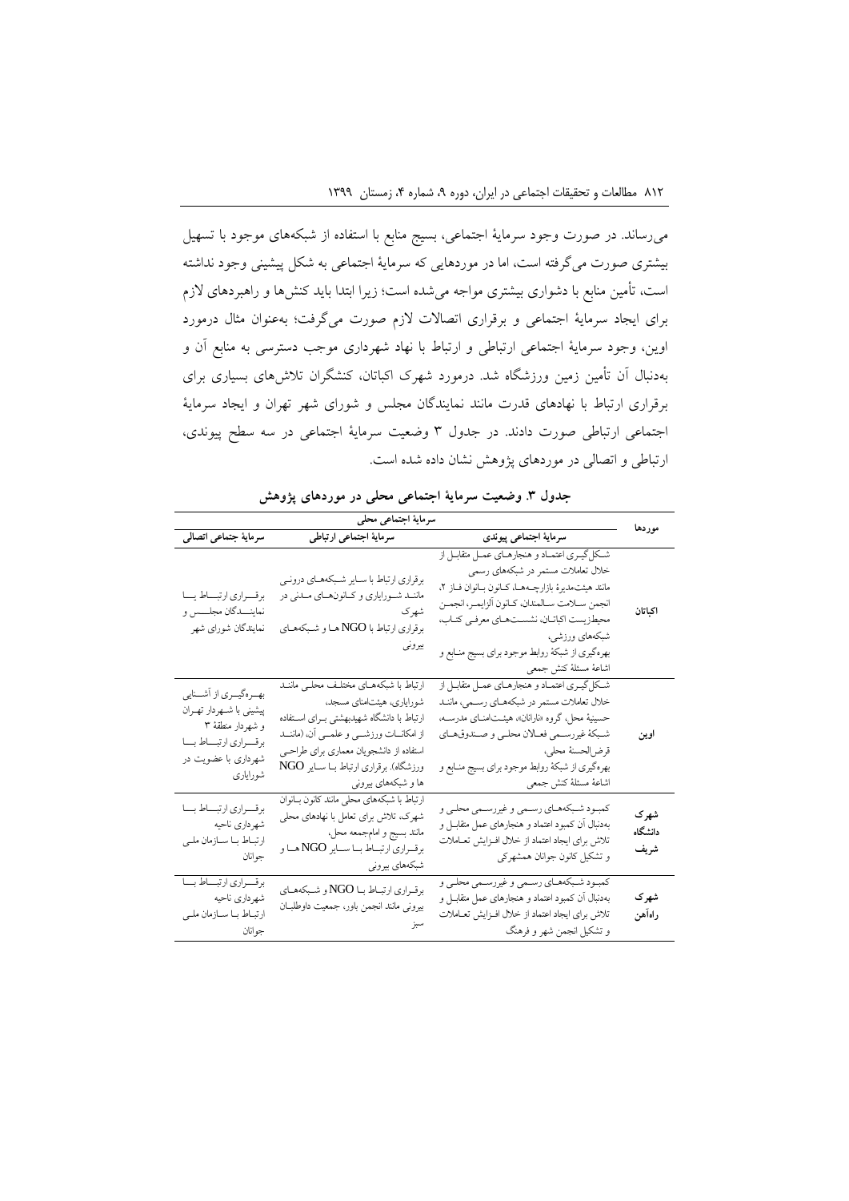می‌رساند. در صورت وجود سرمایهٔ اجتماعی، بسیج منابع با استفاده از شبکه‌های موجود با تسهیل بیشتری صورت می‌گرفته است، اما در موردهایی که سرمایهٔ اجتماعی به شکل پیشینی وجود نداشته است، تأمین منابع با دشواری بیشتری مواجه می‌شده است؛ زیرا ابتدا باید کنش‌ها و راهبردهای لازم برای ایجاد سرمایهٔ اجتماعی و برقراری اتصالات لازم صورت می‌گرفت؛ به‌عنوان مثال درمورد اوین، وجود سرمایهٔ اجتماعی ارتباطی و ارتباط با نهاد شهرداری موجب دسترسی به منابع آن و به‌دنبال آن تأمین زمین ورزشگاه شد. درمورد شهرک اکباتان، کنشگران تلاش‌های بسیاری برای برقراری ارتباط با نهادهای قدرت مانند نمایندگان مجلس و شورای شهر تهران و ایجاد سرمایهٔ اجتماعی ارتباطی صورت دادند. در جدول ۳ وضعیت سرمایهٔ اجتماعی در سه سطح پیوندی، ارتباطی و اتصالی در موردهای پژوهش نشان داده شده است.

**جدول ۳. وضعیت سرمایهٔ اجتماعی محلی در موردهای پژوهش**

| موردها | سرمایهٔ اجتماعی محلی | | |
|---|---|---|---|
| | سرمایهٔ اجتماعی پیوندی | سرمایهٔ اجتماعی ارتباطی | سرمایهٔ جتماعی اتصالی |
| اکباتان | شکل‌گیری اعتماد و هنجارهای عمل متقابل از خلال تعاملات مستمر در شبکه‌های رسمی مانند هیئت‌مدیرهٔ بازارچه‌ها، کانون بانوان فاز ۲، انجمن سلامت سالمندان، کانون آلزایمر، انجمن محیط‌زیست اکباتان، نشست‌های معرفی کتاب، شبکه‌های ورزشی، بهره‌گیری از شبکهٔ روابط موجود برای بسیج منابع و اشاعهٔ مسئلهٔ کنش جمعی | برقراری ارتباط با سایر شبکه‌های درونی مانند شورایاری و کانون‌های مدنی در شهرک برقراری ارتباط با NGO ها و شبکه‌های بیرونی | برقراری ارتباط با نمایندگان مجلس و نمایندگان شورای شهر |
| اوین | شکل‌گیری اعتماد و هنجارهای عمل متقابل از خلال تعاملات مستمر در شبکه‌های رسمی، مانند حسینیهٔ محل، گروه «ناراتان»، هیئت‌امنای مدرسه، شبکهٔ غیررسمی فعالان محلی و صندوق‌های قرض‌الحسنهٔ محلی، بهره‌گیری از شبکهٔ روابط موجود برای بسیج منابع و اشاعهٔ مسئلهٔ کنش جمعی | ارتباط با شبکه‌های مختلف محلی مانند شورایاری، هیئت‌امنای مسجد، ارتباط با دانشگاه شهیدبهشتی برای استفاده از امکانات ورزشی و علمی آن، (مانند استفاده از دانشجویان معماری برای طراحی ورزشگاه)، برقراری ارتباط با سایر NGO ها و شبکه‌های بیرونی | بهره‌گیری از آشنایی پیشینی با شهردار تهران و شهردار منطقهٔ ۳ برقراری ارتباط با شهرداری با عضویت در شورایاری |
| شهرک دانشگاه شریف | کمبود شبکه‌های رسمی و غیررسمی محلی و به‌دنبال آن کمبود اعتماد و هنجارهای عمل متقابل تلاش برای ایجاد اعتماد از خلال افزایش تعاملات و تشکیل کانون جوانان همشهرکی | ارتباط با شبکه‌های محلی مانند کانون بانوان شهرک، تلاش برای تعامل با نهادهای محلی مانند بسیج و امام‌جمعه محل، برقراری ارتباط با سایر NGO ها و شبکه‌های بیرونی | برقراری ارتباط با شهرداری ناحیه ارتباط با سازمان ملی جوانان |
| شهرک راه‌آهن | کمبود شبکه‌های رسمی و غیررسمی محلی و به‌دنبال آن کمبود اعتماد و هنجارهای عمل متقابل و تلاش برای ایجاد اعتماد از خلال افزایش تعاملات و تشکیل انجمن شهر و فرهنگ | برقراری ارتباط با NGO و شبکه‌های بیرونی مانند انجمن باور، جمعیت داوطلبان سبز | برقراری ارتباط با شهرداری ناحیه ارتباط با سازمان ملی جوانان |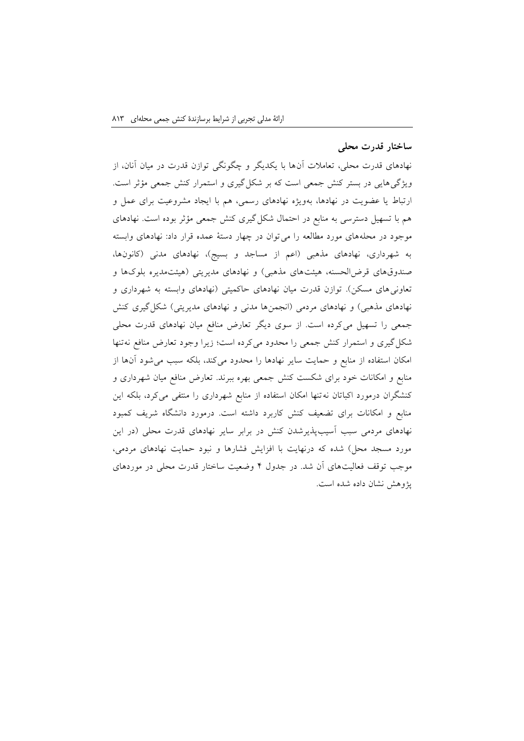## ساختار قدرت محلی

نهادهای قدرت محلی، تعاملات آن‌ها با یکدیگر و چگونگی توازن قدرت در میان آنان، از ویژگی‌هایی در بستر کنش جمعی است که بر شکل‌گیری و استمرار کنش جمعی مؤثر است. ارتباط یا عضویت در نهادها، به‌ویژه نهادهای رسمی، هم با ایجاد مشروعیت برای عمل و هم با تسهیل دسترسی به منابع در احتمال شکل‌گیری کنش جمعی مؤثر بوده است. نهادهای موجود در محله‌های مورد مطالعه را می‌توان در چهار دستهٔ عمده قرار داد: نهادهای وابسته به شهرداری، نهادهای مذهبی (اعم از مساجد و بسیج)، نهادهای مدنی (کانون‌ها، صندوق‌های قرض‌الحسنه، هیئت‌های مذهبی) و نهادهای مدیریتی (هیئت‌مدیره بلوک‌ها و تعاونی‌های مسکن). توازن قدرت میان نهادهای حاکمیتی (نهادهای وابسته به شهرداری و نهادهای مذهبی) و نهادهای مردمی (انجمن‌ها مدنی و نهادهای مدیریتی) شکل‌گیری کنش جمعی را تسهیل می‌کرده است. از سوی دیگر تعارض منافع میان نهادهای قدرت محلی شکل‌گیری و استمرار کنش جمعی را محدود می‌کرده است؛ زیرا وجود تعارض منافع نه‌تنها امکان استفاده از منابع و حمایت سایر نهادها را محدود می‌کند، بلکه سبب می‌شود آن‌ها از منابع و امکانات خود برای شکست کنش جمعی بهره ببرند. تعارض منافع میان شهرداری و کنشگران درمورد اکباتان نه‌تنها امکان استفاده از منابع شهرداری را منتفی می‌کرد، بلکه این منابع و امکانات برای تضعیف کنش کاربرد داشته است. درمورد دانشگاه شریف کمبود نهادهای مردمی سبب آسیب‌پذیرشدن کنش در برابر سایر نهادهای قدرت محلی (در این مورد مسجد محل) شده که درنهایت با افزایش فشارها و نبود حمایت نهادهای مردمی، موجب توقف فعالیت‌های آن شد. در جدول ۴ وضعیت ساختار قدرت محلی در موردهای پژوهش نشان داده شده است.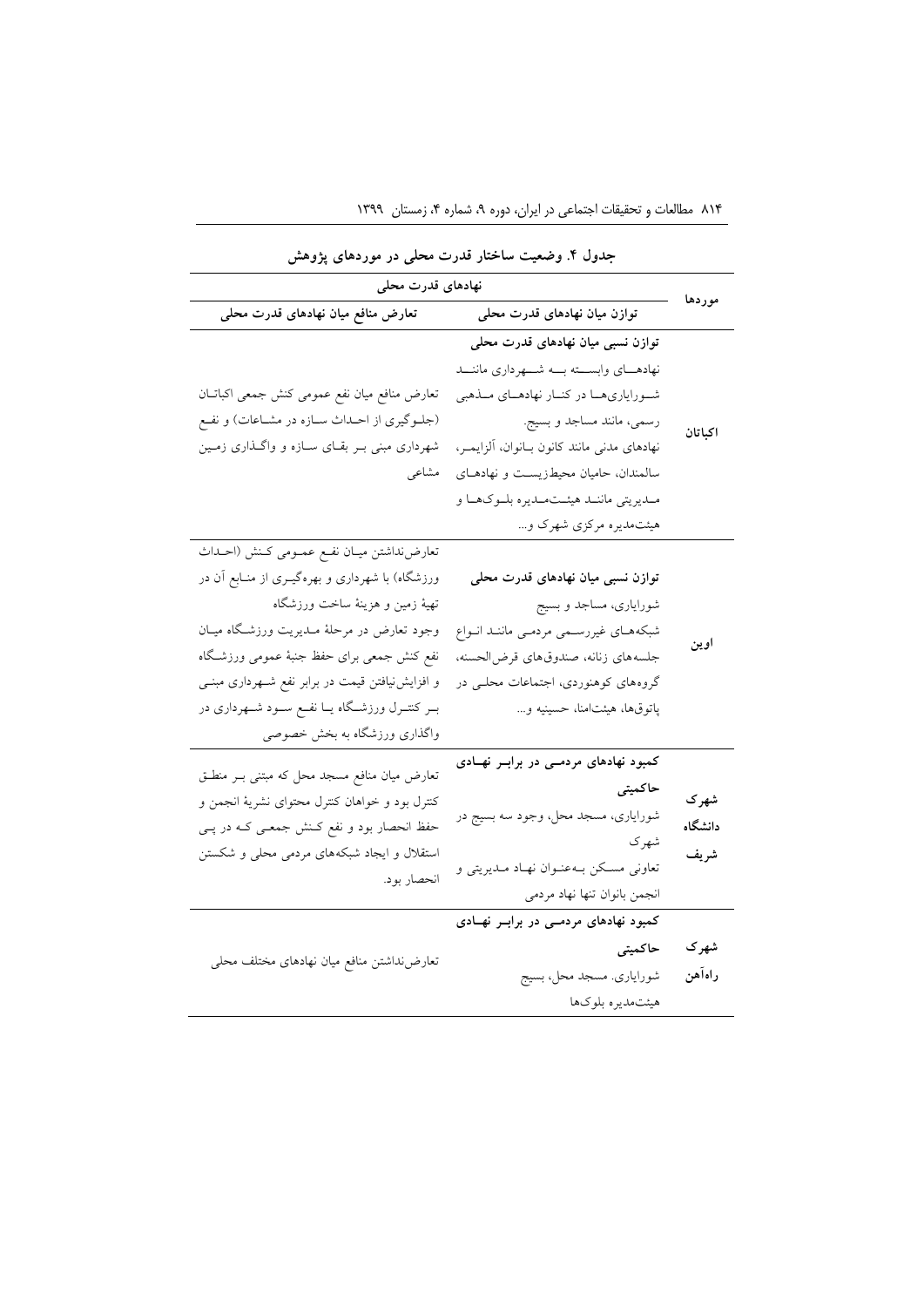**جدول ۴. وضعیت ساختار قدرت محلی در موردهای پژوهش**

| موردها | نهادهای قدرت محلی | |
|---|---|---|
| | توازن میان نهادهای قدرت محلی | تعارض منافع میان نهادهای قدرت محلی |
| اکباتان | **توازن نسبی میان نهادهای قدرت محلی**<br>نهادهای وابسته به شهرداری مانند شورایاری‌ها در کنار نهادهای مذهبی رسمی، مانند مساجد و بسیج.<br>نهادهای مدنی مانند کانون بانوان، آلزایمر، سالمندان، حامیان محیط‌زیست و نهادهای مدیریتی مانند هیئت‌مدیره بلوک‌ها و هیئت‌مدیره مرکزی شهرک و... | تعارض منافع میان نفع عمومی کنش جمعی اکباتان (جلوگیری از احداث سازه در مشاعات) و نفع شهرداری مبنی بر بقای سازه و واگذاری زمین مشاعی |
| اوین | **توازن نسبی میان نهادهای قدرت محلی**<br>شورایاری، مساجد و بسیج<br>شبکه‌های غیررسمی مردمی مانند انواع جلسه‌های زنانه، صندوق‌های قرض‌الحسنه، گروه‌های کوهنوردی، اجتماعات محلی در پاتوق‌ها، هیئت‌امنا، حسینیه و... | تعارض‌نداشتن میان نفع عمومی کنش (احداث ورزشگاه) با شهرداری و بهره‌گیری از منابع آن در تهیهٔ زمین و هزینهٔ ساخت ورزشگاه<br>وجود تعارض در مرحلهٔ مدیریت ورزشگاه میان نفع کنش جمعی برای حفظ جنبهٔ عمومی ورزشگاه و افزایش‌نیافتن قیمت در برابر نفع شهرداری مبنی بر کنترل ورزشگاه یا نفع سود شهرداری در واگذاری ورزشگاه به بخش خصوصی |
| شهرک دانشگاه شریف | **کمبود نهادهای مردمی در برابر نهادی حاکمیتی**<br>شورایاری، مسجد محل، وجود سه بسیج در شهرک<br>تعاونی مسکن به‌عنوان نهاد مدیریتی و انجمن بانوان تنها نهاد مردمی | تعارض میان منافع مسجد محل که مبتنی بر منطق کنترل بود و خواهان کنترل محتوای نشریهٔ انجمن و حفظ انحصار بود و نفع کنش جمعی که در پی استقلال و ایجاد شبکه‌های مردمی محلی و شکستن انحصار بود. |
| شهرک راه‌آهن | **کمبود نهادهای مردمی در برابر نهادی حاکمیتی**<br>شورایاری. مسجد محل، بسیج<br>هیئت‌مدیره بلوک‌ها | تعارض‌نداشتن منافع میان نهادهای مختلف محلی |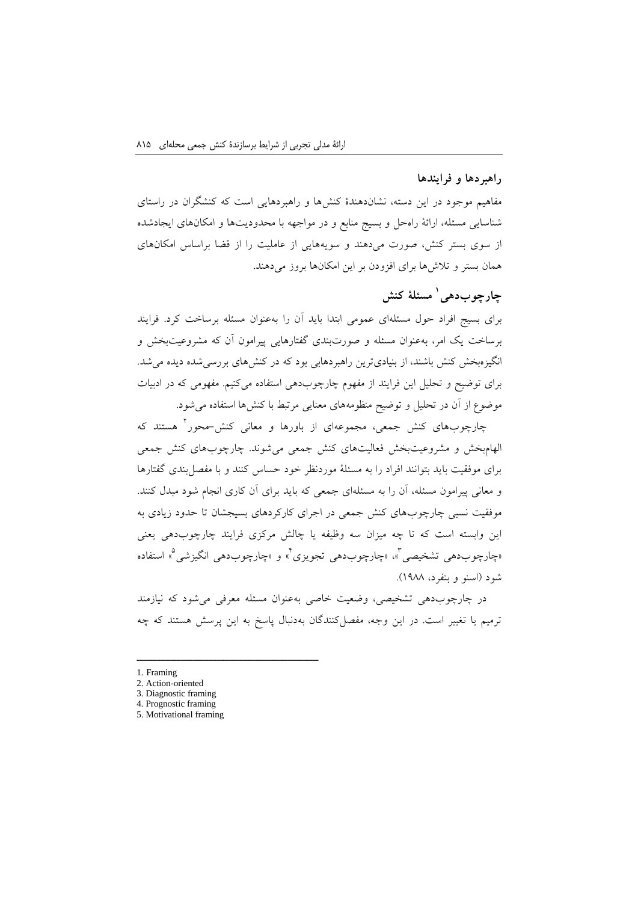### راهبردها و فرایندها

مفاهیم موجود در این دسته، نشان‌دهندهٔ کنش‌ها و راهبردهایی است که کنشگران در راستای شناسایی مسئله، ارائهٔ راه‌حل و بسیج منابع و در مواجهه با محدودیت‌ها و امکان‌های ایجادشده از سوی بستر کنش، صورت می‌دهند و سویه‌هایی از عاملیت را از قضا براساس امکان‌های همان بستر و تلاش‌ها برای افزودن بر این امکان‌ها بروز می‌دهند.

### چارچوب‌دهی[1] مسئلهٔ کنش

برای بسیج افراد حول مسئله‌ای عمومی ابتدا باید آن را به‌عنوان مسئله برساخت کرد. فرایند برساخت یک امر، به‌عنوان مسئله و صورت‌بندی گفتارهایی پیرامون آن که مشروعیت‌بخش و انگیزه‌بخش کنش باشند، از بنیادی‌ترین راهبردهایی بود که در کنش‌های بررسی‌شده دیده می‌شد. برای توضیح و تحلیل این فرایند از مفهوم چارچوب‌دهی استفاده می‌کنیم. مفهومی که در ادبیات موضوع از آن در تحلیل و توضیح منظومه‌های معنایی مرتبط با کنش‌ها استفاده می‌شود.

چارچوب‌های کنش جمعی، مجموعه‌ای از باورها و معانی کنش-محور[2] هستند که الهام‌بخش و مشروعیت‌بخش فعالیت‌های کنش جمعی می‌شوند. چارچوب‌های کنش جمعی برای موفقیت باید بتوانند افراد را به مسئلهٔ موردنظر خود حساس کنند و با مفصل‌بندی گفتارها و معانی پیرامون مسئله، آن را به مسئله‌ای جمعی که باید برای آن کاری انجام شود مبدل کنند. موفقیت نسبی چارچوب‌های کنش جمعی در اجرای کارکردهای بسیجشان تا حدود زیادی به این وابسته است که تا چه میزان سه وظیفه یا چالش مرکزی فرایند چارچوب‌دهی یعنی «چارچوب‌دهی تشخیصی[3]»، «چارچوب‌دهی تجویزی[4]» و «چارچوب‌دهی انگیزشی[5]» استفاده شود (اسنو و بنفرد، ۱۹۸۸).

در چارچوب‌دهی تشخیصی، وضعیت خاصی به‌عنوان مسئله معرفی می‌شود که نیازمند ترمیم یا تغییر است. در این وجه، مفصل‌کنندگان به‌دنبال پاسخ به این پرسش هستند که چه

---

1. Framing
2. Action-oriented
3. Diagnostic framing
4. Prognostic framing
5. Motivational framing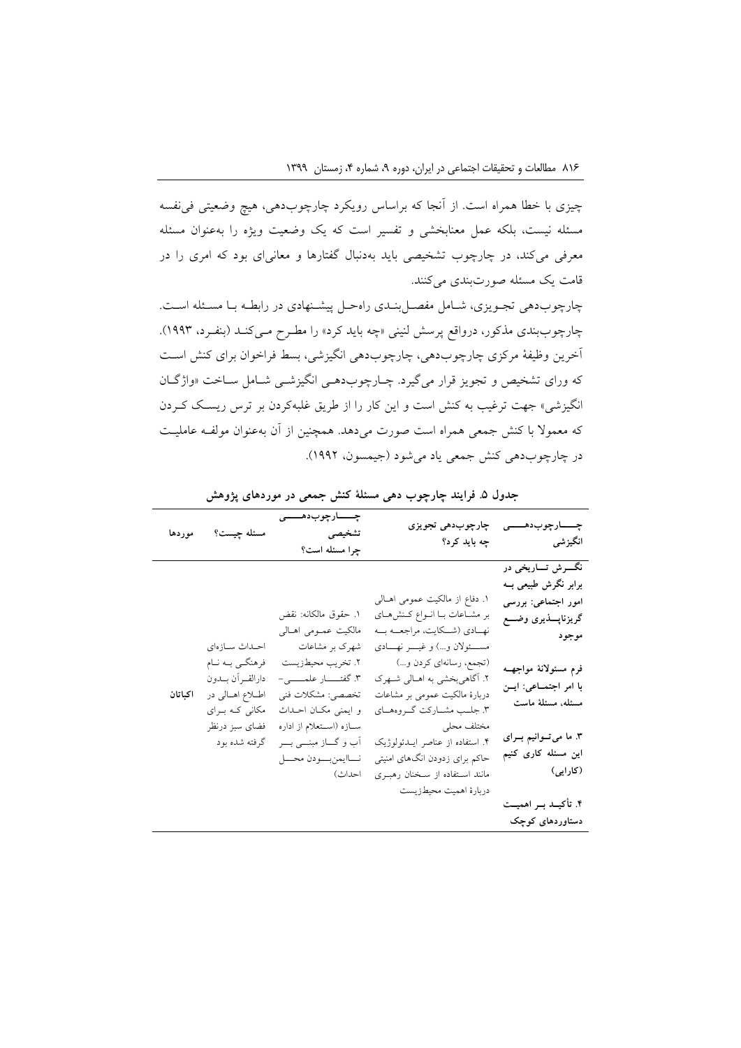چیزی با خطا همراه است. از آنجا که براساس رویکرد چارچوب‌دهی، هیچ وضعیتی فی‌نفسه مسئله نیست، بلکه عمل معنابخشی و تفسیر است که یک وضعیت ویژه را به‌عنوان مسئله معرفی می‌کند، در چارچوب تشخیصی باید به‌دنبال گفتارها و معانی‌ای بود که امری را در قامت یک مسئله صورت‌بندی می‌کنند.

چارچوب‌دهی تجویزی، شامل مفصل‌بندی راه‌حل پیشنهادی در رابطه با مسئله است. چارچوب‌بندی مذکور، درواقع پرسش لنینی «چه باید کرد» را مطرح می‌کند (بنفرد، ۱۹۹۳). آخرین وظیفهٔ مرکزی چارچوب‌دهی، چارچوب‌دهی انگیزشی، بسط فراخوان برای کنش است که ورای تشخیص و تجویز قرار می‌گیرد. چارچوب‌دهی انگیزشی شامل ساخت «واژگان انگیزشی» جهت ترغیب به کنش است و این کار را از طریق غلبه‌کردن بر ترس ریسک کردن که معمولا با کنش جمعی همراه است صورت می‌دهد. همچنین از آن به‌عنوان مولفه عاملیت در چارچوب‌دهی کنش جمعی یاد می‌شود (جیمسون، ۱۹۹۲).

**جدول ۵. فرایند چارچوب دهی مسئلهٔ کنش جمعی در موردهای پژوهش**

| موردها | مسئله چیست؟ | چارچوب‌دهی تشخیصی چرا مسئله است؟ | چارچوب‌دهی تجویزی چه باید کرد؟ | چارچوب‌دهی انگیزشی |
|---|---|---|---|---|
| اکباتان | احداث سازه‌ای فرهنگی به نام دارالقرآن بدون اطلاع اهالی در مکانی که برای فضای سبز درنظر گرفته شده بود | ۱. حقوق مالکانه: نقض مالکیت عمومی اهالی شهرک بر مشاعات<br>۲. تخریب محیط‌زیست<br>۳. گفتار علمی–تخصصی: مشکلات فنی و ایمنی مکان احداث سازه (استعلام از اداره آب و گاز مبنی بر ناایمن‌بودن محل احداث) | ۱. دفاع از مالکیت عمومی اهالی بر مشاعات با انواع کنش‌های نهادی (شکایت، مراجعه به مسئولان و...) و غیر نهادی (تجمع، رسانه‌ای کردن و...)<br>۲. آگاهی‌بخشی به اهالی شهرک دربارهٔ مالکیت عمومی بر مشاعات<br>۳. جلب مشارکت گروه‌های مختلف محلی<br>۴. استفاده از عناصر ایدئولوژیک حاکم برای زدودن انگ‌های امنیتی مانند استفاده از سخنان رهبری دربارهٔ اهمیت محیط‌زیست | **نگرش تاریخی در برابر نگرش طبیعی به امور اجتماعی: بررسی گریزناپذیری وضع موجود**<br>**فرم مسئولانهٔ مواجهه با امر اجتماعی: این مسئله، مسئلهٔ ماست**<br>**۳. ما می‌توانیم برای این مسئله کاری کنیم (کارایی)**<br>**۴. تأکید بر اهمیت دستاوردهای کوچک** |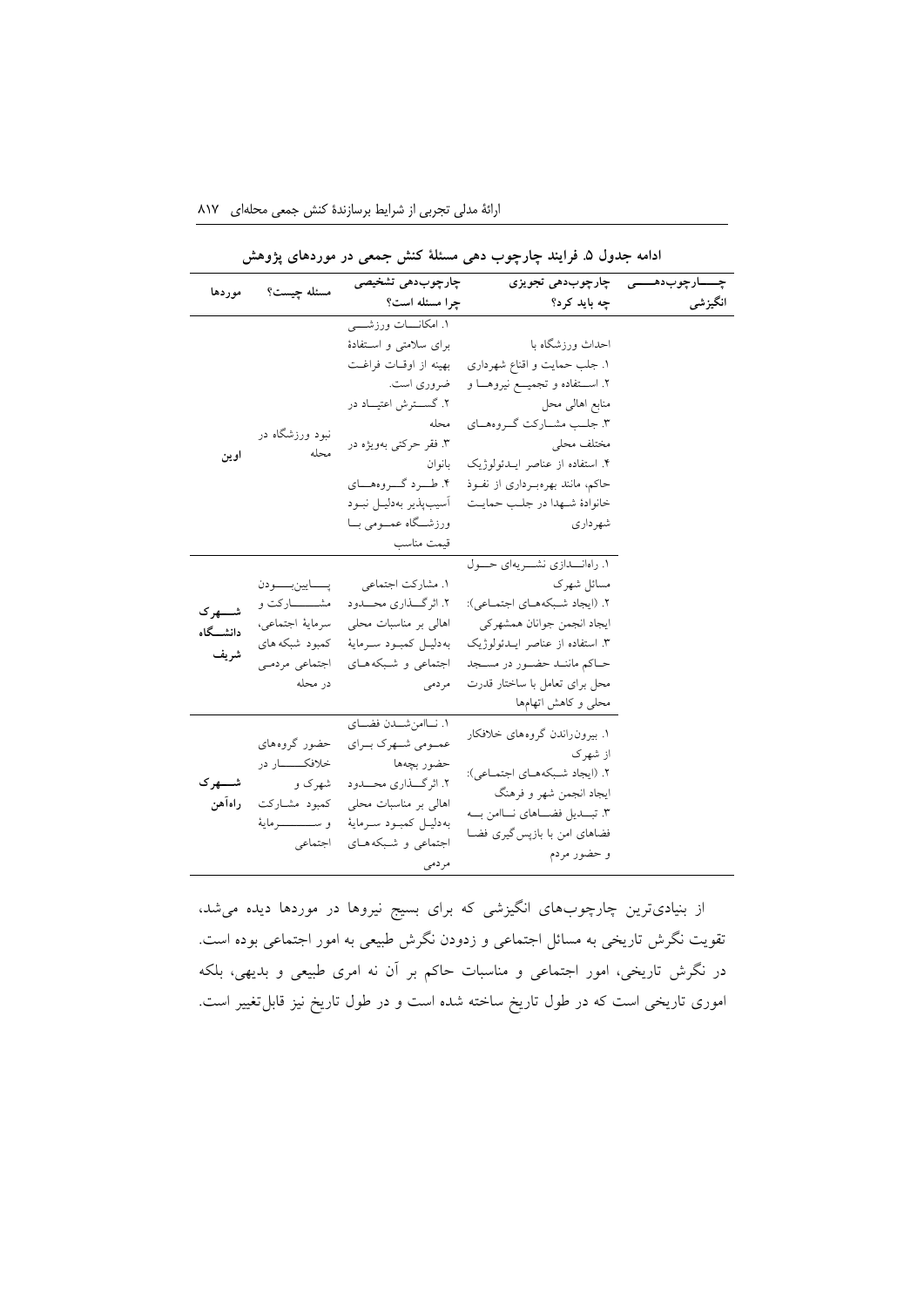**ادامه جدول ۵. فرایند چارچوب دهی مسئلهٔ کنش جمعی در موردهای پژوهش**

| موردها | مسئله چیست؟ | چارچوب‌دهی تشخیصی چرا مسئله است؟ | چارچوب‌دهی تجویزی چه باید کرد؟ | چارچوب‌دهی انگیزشی |
|---|---|---|---|---|
| **اوین** | نبود ورزشگاه در محله | ۱. امکانات ورزشی برای سلامتی و استفادهٔ بهینه از اوقات فراغت ضروری است. ۲. گسترش اعتیاد در محله ۳. فقر حرکتی بویژه در بانوان ۴. طرد گروه‌های آسیب‌پذیر به‌دلیل نبود ورزشگاه عمومی با قیمت مناسب | احداث ورزشگاه با ۱. جلب حمایت و اقناع شهرداری ۲. استفاده و تجمیع نیروها و منابع اهالی محل ۳. جلب مشارکت گروه‌های مختلف محلی ۴. استفاده از عناصر ایدئولوژیک حاکم، مانند بهره‌برداری از نفوذ خانوادهٔ شهدا در جلب حمایت شهرداری | |
| **شهرک دانشگاه شریف** | پایین‌بودن مشارکت و سرمایهٔ اجتماعی، کمبود شبکه‌های اجتماعی مردمی در محله | ۱. مشارکت اجتماعی ۲. اثرگذاری محدود اهالی بر مناسبات محلی به‌دلیل کمبود سرمایهٔ اجتماعی و شبکه‌های مردمی | ۱. راه‌اندازی نشریه‌ای حول مسائل شهرک ۲. (ایجاد شبکه‌های اجتماعی): ایجاد انجمن جوانان همشهرکی ۳. استفاده از عناصر ایدئولوژیک حاکم مانند حضور در مسجد محل برای تعامل با ساختار قدرت محلی و کاهش اتهام‌ها | |
| **شهرک راه‌آهن** | حضور گروه‌های خلافکار در شهرک و کمبود مشارکت و سرمایهٔ اجتماعی | ۱. ناامن‌شدن فضای عمومی شهرک برای حضور بچه‌ها ۲. اثرگذاری محدود اهالی بر مناسبات محلی به‌دلیل کمبود سرمایهٔ اجتماعی و شبکه‌های مردمی | ۱. بیرون‌راندن گروه‌های خلافکار از شهرک ۲. (ایجاد شبکه‌های اجتماعی): ایجاد انجمن شهر و فرهنگ ۳. تبدیل فضاهای ناامن به فضاهای امن با بازپس‌گیری فضا و حضور مردم | |

از بنیادی‌ترین چارچوب‌های انگیزشی که برای بسیج نیروها در موردها دیده می‌شد، تقویت نگرش تاریخی به مسائل اجتماعی و زدودن نگرش طبیعی به امور اجتماعی بوده است. در نگرش تاریخی، امور اجتماعی و مناسبات حاکم بر آن نه امری طبیعی و بدیهی، بلکه اموری تاریخی است که در طول تاریخ ساخته شده است و در طول تاریخ نیز قابل‌تغییر است.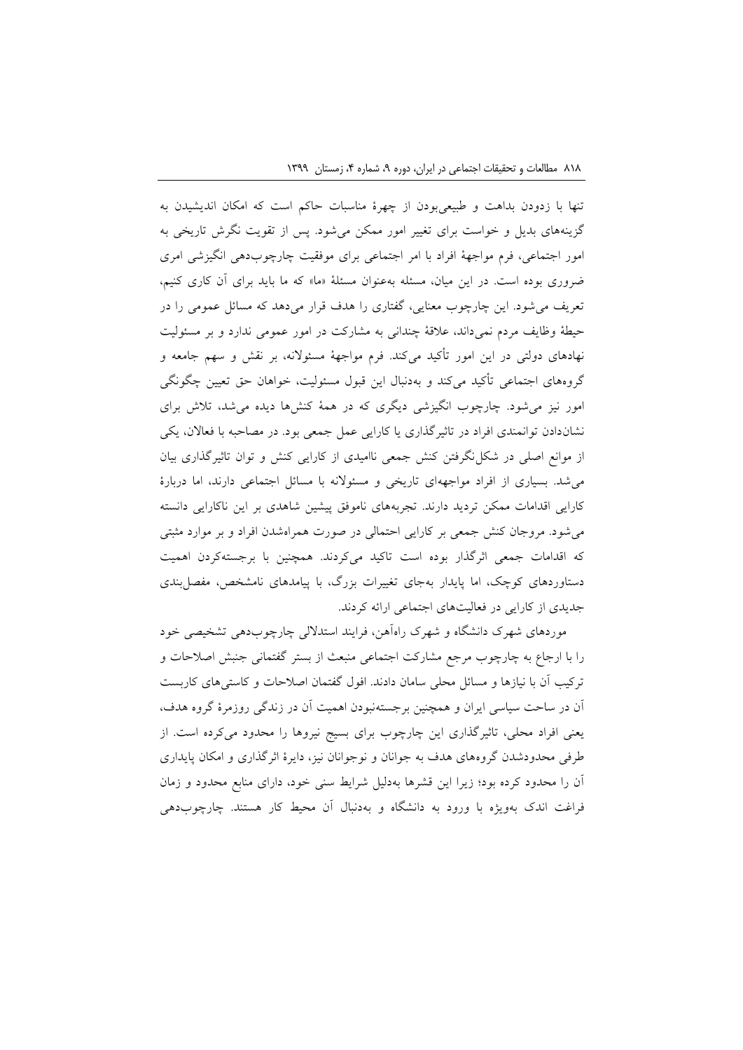تنها با زدودن بداهت و طبیعی‌بودن از چهرهٔ مناسبات حاکم است که امکان اندیشیدن به گزینه‌های بدیل و خواست برای تغییر امور ممکن می‌شود. پس از تقویت نگرش تاریخی به امور اجتماعی، فرم مواجههٔ افراد با امر اجتماعی برای موفقیت چارچوب‌دهی انگیزشی امری ضروری بوده است. در این میان، مسئله به‌عنوان مسئلهٔ «ما» که ما باید برای آن کاری کنیم، تعریف می‌شود. این چارچوب معنایی، گفتاری را هدف قرار می‌دهد که مسائل عمومی را در حیطهٔ وظایف مردم نمی‌داند، علاقهٔ چندانی به مشارکت در امور عمومی ندارد و بر مسئولیت نهادهای دولتی در این امور تأکید می‌کند. فرم مواجههٔ مسئولانه، بر نقش و سهم جامعه و گروه‌های اجتماعی تأکید می‌کند و به‌دنبال این قبول مسئولیت، خواهان حق تعیین چگونگی امور نیز می‌شود. چارچوب انگیزشی دیگری که در همهٔ کنش‌ها دیده می‌شد، تلاش برای نشان‌دادن توانمندی افراد در تاثیرگذاری یا کارایی عمل جمعی بود. در مصاحبه با فعالان، یکی از موانع اصلی در شکل‌نگرفتن کنش جمعی ناامیدی از کارایی کنش و توان تاثیرگذاری بیان می‌شد. بسیاری از افراد مواجهه‌ای تاریخی و مسئولانه با مسائل اجتماعی دارند، اما دربارهٔ کارایی اقدامات ممکن تردید دارند. تجربه‌های ناموفق پیشین شاهدی بر این ناکارایی دانسته می‌شود. مروجان کنش جمعی بر کارایی احتمالی در صورت همراه‌شدن افراد و بر موارد مثبتی که اقدامات جمعی اثرگذار بوده است تاکید می‌کردند. همچنین با برجسته‌کردن اهمیت دستاوردهای کوچک، اما پایدار به‌جای تغییرات بزرگ، با پیامدهای نامشخص، مفصل‌بندی جدیدی از کارایی در فعالیت‌های اجتماعی ارائه کردند.

موردهای شهرک دانشگاه و شهرک راه‌آهن، فرایند استدلالی چارچوب‌دهی تشخیصی خود را با ارجاع به چارچوب مرجع مشارکت اجتماعی منبعث از بستر گفتمانی جنبش اصلاحات و ترکیب آن با نیازها و مسائل محلی سامان دادند. افول گفتمان اصلاحات و کاستی‌های کاربست آن در ساحت سیاسی ایران و همچنین برجسته‌نبودن اهمیت آن در زندگی روزمرهٔ گروه هدف، یعنی افراد محلی، تاثیرگذاری این چارچوب برای بسیج نیروها را محدود می‌کرده است. از طرفی محدودشدن گروه‌های هدف به جوانان و نوجوانان نیز، دایرهٔ اثرگذاری و امکان پایداری آن را محدود کرده بود؛ زیرا این قشرها به‌دلیل شرایط سنی خود، دارای منابع محدود و زمان فراغت اندک به‌ویژه با ورود به دانشگاه و به‌دنبال آن محیط کار هستند. چارچوب‌دهی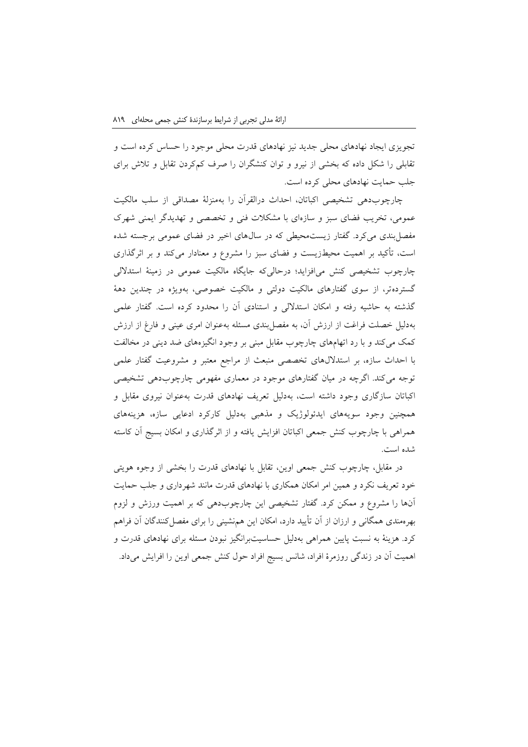تجویزی ایجاد نهادهای محلی جدید نیز نهادهای قدرت محلی موجود را حساس کرده است و تقابلی را شکل داده که بخشی از نیرو و توان کنشگران را صرف کم‌کردن تقابل و تلاش برای جلب حمایت نهادهای محلی کرده است.

چارچوب‌دهی تشخیصی اکباتان، احداث درالقرآن را به‌منزلهٔ مصداقی از سلب مالکیت عمومی، تخریب فضای سبز و سازه‌ای با مشکلات فنی و تخصصی و تهدیدگر ایمنی شهرک مفصل‌بندی می‌کرد. گفتار زیست‌محیطی که در سال‌های اخیر در فضای عمومی برجسته شده است، تأکید بر اهمیت محیط‌زیست و فضای سبز را مشروع و معنادار می‌کند و بر اثرگذاری چارچوب تشخیصی کنش می‌افزاید؛ درحالی‌که جایگاه مالکیت عمومی در زمینهٔ استدلالی گسترده‌تر، از سوی گفتارهای مالکیت دولتی و مالکیت خصوصی، به‌ویژه در چندین دههٔ گذشته به حاشیه رفته و امکان استدلالی و استنادی آن را محدود کرده است. گفتار علمی به‌دلیل خصلت فراغت از ارزش آن، به مفصل‌بندی مسئله به‌عنوان امری عینی و فارغ از ارزش کمک می‌کند و با رد اتهام‌های چارچوب مقابل مبنی بر وجود انگیزه‌های ضد دینی در مخالفت با احداث سازه، بر استدلال‌های تخصصی منبعث از مراجع معتبر و مشروعیت گفتار علمی توجه می‌کند. اگرچه در میان گفتارهای موجود در معماری مفهومی چارچوب‌دهی تشخیصی اکباتان سازگاری وجود داشته است، به‌دلیل تعریف نهادهای قدرت به‌عنوان نیروی مقابل و همچنین وجود سویه‌های ایدئولوژیک و مذهبی به‌دلیل کارکرد ادعایی سازه، هزینه‌های همراهی با چارچوب کنش جمعی اکباتان افزایش یافته و از اثرگذاری و امکان بسیج آن کاسته شده است.

در مقابل، چارچوب کنش جمعی اوین، تقابل با نهادهای قدرت را بخشی از وجوه هویتی خود تعریف نکرد و همین امر امکان همکاری با نهادهای قدرت مانند شهرداری و جلب حمایت آن‌ها را مشروع و ممکن کرد. گفتار تشخیصی این چارچوب‌دهی که بر اهمیت ورزش و لزوم بهره‌مندی همگانی و ارزان از آن تأیید دارد، امکان این هم‌نشینی را برای مفصل‌کنندگان آن فراهم کرد. هزینهٔ به نسبت پایین همراهی به‌دلیل حساسیت‌برانگیز نبودن مسئله برای نهادهای قدرت و اهمیت آن در زندگی روزمرهٔ افراد، شانس بسیج افراد حول کنش جمعی اوین را افزایش می‌داد.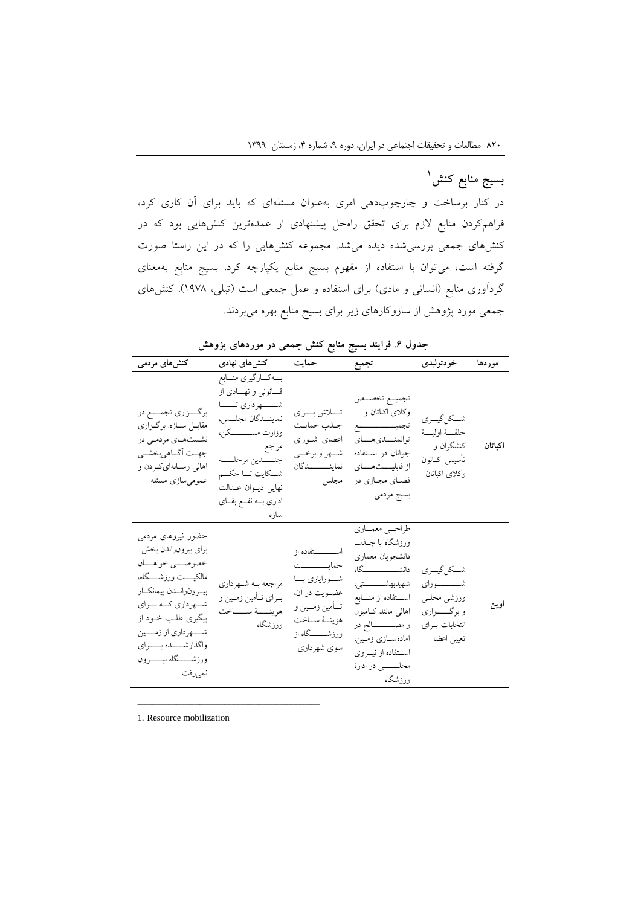## بسیج منابع کنش[1]

در کنار برساخت و چارچوب‌دهی امری به‌عنوان مسئله‌ای که باید برای آن کاری کرد، فراهم‌کردن منابع لازم برای تحقق راه‌حل پیشنهادی از عمده‌ترین کنش‌هایی بود که در کنش‌های جمعی بررسی‌شده دیده می‌شد. مجموعه کنش‌هایی را که در این راستا صورت گرفته است، می‌توان با استفاده از مفهوم بسیج منابع یکپارچه کرد. بسیج منابع به‌معنای گردآوری منابع (انسانی و مادی) برای استفاده و عمل جمعی است (تیلی، ۱۹۷۸). کنش‌های جمعی مورد پژوهش از سازوکارهای زیر برای بسیج منابع بهره می‌بردند.

**جدول ۶. فرایند بسیج منابع کنش جمعی در موردهای پژوهش**

| موردها | خودتولیدی | تجمیع | حمایت | کنش‌های نهادی | کنش‌های مردمی |
|---|---|---|---|---|---|
| **اکباتان** | شکل‌گیری حلقهٔ اولیهٔ کنشگران و تأسیس کانون وکلای اکباتان | تجمیع تخصص وکلای اکباتان و تجمیع توانمندی‌های جوانان در استفاده از قابلیت‌های فضای مجازی در بسیج مردمی | تلاش برای جذب حمایت اعضای شورای شهر و برخی نمایندگان مجلس | به‌کارگیری منابع قانونی و نهادی از شهرداری تا نمایندگان مجلس، وزارت مسکن، مراجع چندین مرحله شکایت تا حکم نهایی دیوان عدالت اداری به نفع بقای سازه | برگزاری تجمع در مقابل سازه. برگزاری نشست‌های مردمی در جهت آگاهی‌بخشی اهالی رسانه‌ای‌کردن و عمومی‌سازی مسئله |
| **اوین** | شکل‌گیری شورای ورزشی محلی و برگزاری انتخابات برای تعیین اعضا | طراحی معماری ورزشگاه با جذب دانشجویان معماری دانشگاه شهیدبهشتی، استفاده از منابع اهالی مانند کامیون و مصالح در آماده‌سازی زمین، استفاده از نیروی محلی در ادارهٔ ورزشگاه | استفاده از حمایت شورایاری با عضویت در آن، تأمین زمین و هزینهٔ ساخت ورزشگاه از سوی شهرداری | مراجعه به شهرداری برای تأمین زمین و هزینهٔ ساخت ورزشگاه | حضور نیروهای مردمی برای بیرون‌راندن بخش خصوصی خواهان مالکیت ورزشگاه، بیرون‌راندن پیمانکار شهرداری که برای پیگیری طلب خود از شهرداری از زمین واگذارشده برای ورزشگاه بیرون نمی‌رفت. |

1. Resource mobilization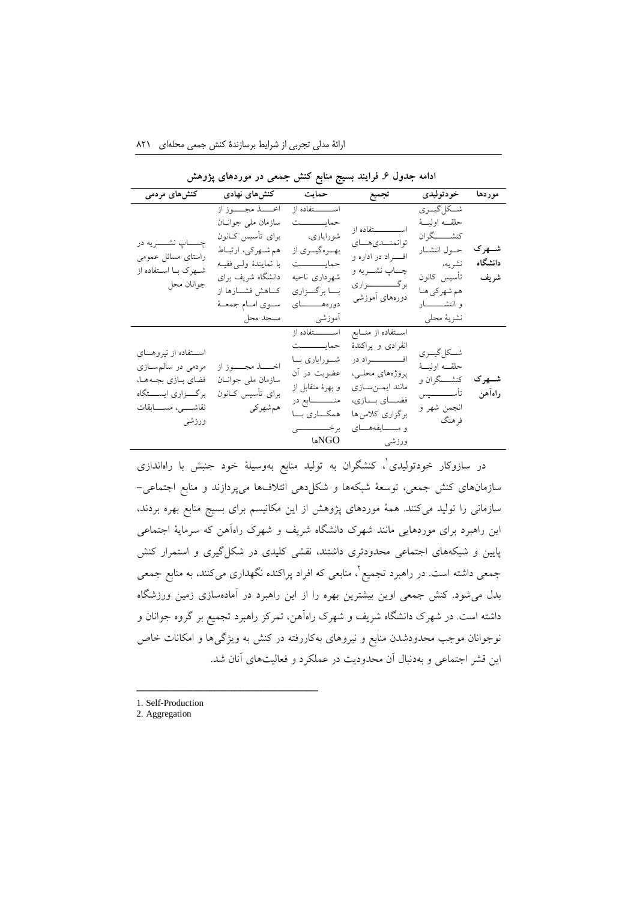**ادامه جدول ۶. فرایند بسیج منابع کنش جمعی در موردهای پژوهش**

| موردها | خودتولیدی | تجمیع | حمایت | کنش‌های نهادی | کنش‌های مردمی |
|---|---|---|---|---|---|
| **شهرک دانشگاه شریف** | شکل‌گیری حلقهٔ اولیهٔ کنشگران حول انتشار نشریه، تأسیس کانون هم‌شهرکی‌ها و انتشار نشریهٔ محلی | استفاده از توانمندی‌های افراد در اداره و چاپ نشریه و برگزاری دوره‌های آموزشی | استفاده از حمایت شورایاری، بهره‌گیری از حمایت شهرداری ناحیه با برگزاری دوره‌های آموزشی | اخذ مجوز از سازمان ملی جوانان برای تأسیس کانون هم‌شهرکی، ارتباط با نمایندهٔ ولی‌فقیه دانشگاه شریف برای کاهش فشارها از سوی امام جمعهٔ مسجد محل | چاپ نشریه در راستای مسائل عمومی شهرک با استفاده از جوانان محل |
| **شهرک راه‌آهن** | شکل‌گیری حلقهٔ اولیهٔ کنشگران و تأسیس انجمن شهر و فرهنگ | استفاده از منابع انفرادی و پراکندهٔ افراد در پروژه‌های محلی، مانند ایمن‌سازی فضای بازی، برگزاری کلاس‌ها و مسابقه‌های ورزشی | استفاده از حمایت شورایاری با عضویت در آن و بهرهٔ متقابل از منابع در همکاری با برخی NGOها | اخذ مجوز از سازمان ملی جوانان برای تأسیس کانون هم‌شهرکی | استفاده از نیروهای مردمی در سالم‌سازی فضای بازی بچه‌ها، برگزاری ایستگاه نقاشی، مسابقات ورزشی |

در سازوکار خودتولیدی[1]، کنشگران به تولید منابع به‌وسیلهٔ خود جنبش با راه‌اندازی سازمان‌های کنش جمعی، توسعهٔ شبکه‌ها و شکل‌دهی ائتلاف‌ها می‌پردازند و منابع اجتماعی-سازمانی را تولید می‌کنند. همهٔ موردهای پژوهش از این مکانیسم برای بسیج منابع بهره بردند، این راهبرد برای موردهایی مانند شهرک دانشگاه شریف و شهرک راه‌آهن که سرمایهٔ اجتماعی پایین و شبکه‌های اجتماعی محدودتری داشتند، نقشی کلیدی در شکل‌گیری و استمرار کنش جمعی داشته است. در راهبرد تجمیع[2]، منابعی که افراد پراکنده نگهداری می‌کنند، به منابع جمعی بدل می‌شود. کنش جمعی اوین بیشترین بهره را از این راهبرد در آماده‌سازی زمین ورزشگاه داشته است. در شهرک دانشگاه شریف و شهرک راه‌آهن، تمرکز راهبرد تجمیع بر گروه جوانان و نوجوانان موجب محدودشدن منابع و نیروهای به‌کاررفته در کنش به ویژگی‌ها و امکانات خاص این قشر اجتماعی و به‌دنبال آن محدودیت در عملکرد و فعالیت‌های آنان شد.

---

1. Self-Production
2. Aggregation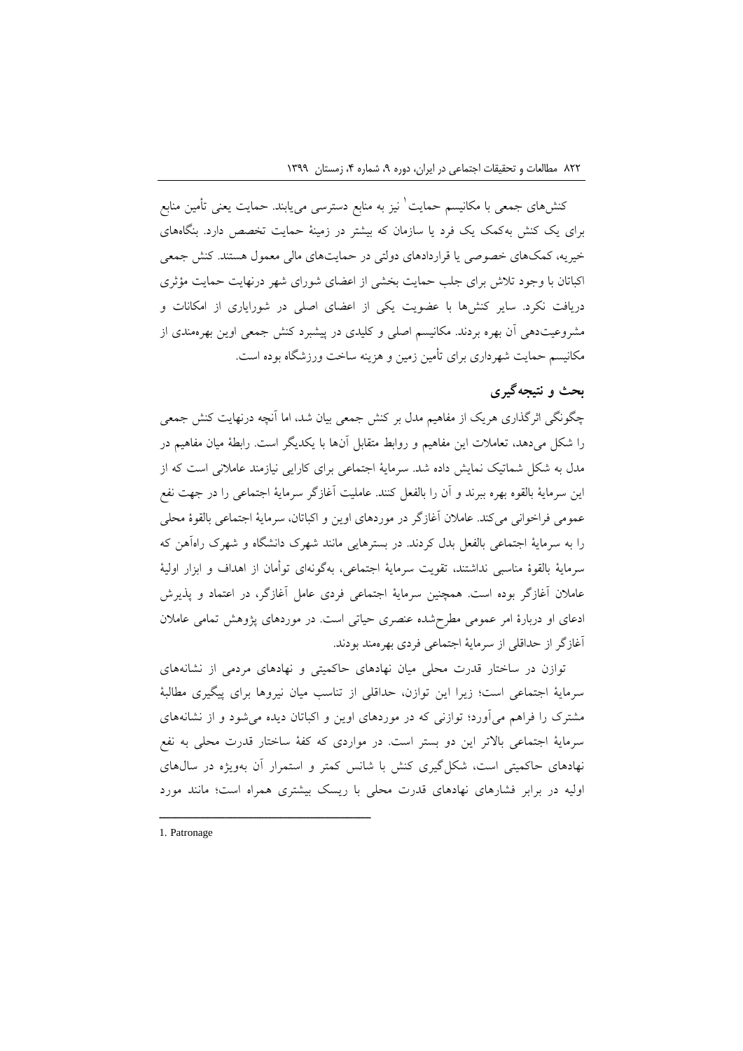کنش‌های جمعی با مکانیسم حمایت[1] نیز به منابع دسترسی می‌یابند. حمایت یعنی تأمین منابع برای یک کنش به‌کمک یک فرد یا سازمان که بیشتر در زمینهٔ حمایت تخصص دارد. بنگاه‌های خیریه، کمک‌های خصوصی یا قراردادهای دولتی در حمایت‌های مالی معمول هستند. کنش جمعی اکباتان با وجود تلاش برای جلب حمایت بخشی از اعضای شورای شهر درنهایت حمایت مؤثری دریافت نکرد. سایر کنش‌ها با عضویت یکی از اعضای اصلی در شورایاری از امکانات و مشروعیت‌دهی آن بهره بردند. مکانیسم اصلی و کلیدی در پیشبرد کنش جمعی اوین بهره‌مندی از مکانیسم حمایت شهرداری برای تأمین زمین و هزینه ساخت ورزشگاه بوده است.

## بحث و نتیجه‌گیری

چگونگی اثرگذاری هریک از مفاهیم مدل بر کنش جمعی بیان شد، اما آنچه درنهایت کنش جمعی را شکل می‌دهد، تعاملات این مفاهیم و روابط متقابل آن‌ها با یکدیگر است. رابطهٔ میان مفاهیم در مدل به شکل شماتیک نمایش داده شد. سرمایهٔ اجتماعی برای کارایی نیازمند عاملانی است که از این سرمایهٔ بالقوه بهره ببرند و آن را بالفعل کنند. عاملیت آغازگر سرمایهٔ اجتماعی را در جهت نفع عمومی فراخوانی می‌کند. عاملان آغازگر در موردهای اوین و اکباتان، سرمایهٔ اجتماعی بالقوهٔ محلی را به سرمایهٔ اجتماعی بالفعل بدل کردند. در بسترهایی مانند شهرک دانشگاه و شهرک راه‌آهن که سرمایهٔ بالقوهٔ مناسبی نداشتند، تقویت سرمایهٔ اجتماعی، به‌گونه‌ای توأمان از اهداف و ابزار اولیهٔ عاملان آغازگر بوده است. همچنین سرمایهٔ اجتماعی فردی عامل آغازگر، در اعتماد و پذیرش ادعای او دربارهٔ امر عمومی مطرح‌شده عنصری حیاتی است. در موردهای پژوهش تمامی عاملان آغازگر از حداقلی از سرمایهٔ اجتماعی فردی بهره‌مند بودند.

توازن در ساختار قدرت محلی میان نهادهای حاکمیتی و نهادهای مردمی از نشانه‌های سرمایهٔ اجتماعی است؛ زیرا این توازن، حداقلی از تناسب میان نیروها برای پیگیری مطالبهٔ مشترک را فراهم می‌آورد؛ توازنی که در موردهای اوین و اکباتان دیده می‌شود و از نشانه‌های سرمایهٔ اجتماعی بالاتر این دو بستر است. در مواردی که کفهٔ ساختار قدرت محلی به نفع نهادهای حاکمیتی است، شکل‌گیری کنش با شانس کمتر و استمرار آن به‌ویژه در سال‌های اولیه در برابر فشارهای نهادهای قدرت محلی با ریسک بیشتری همراه است؛ مانند مورد

---

1. Patronage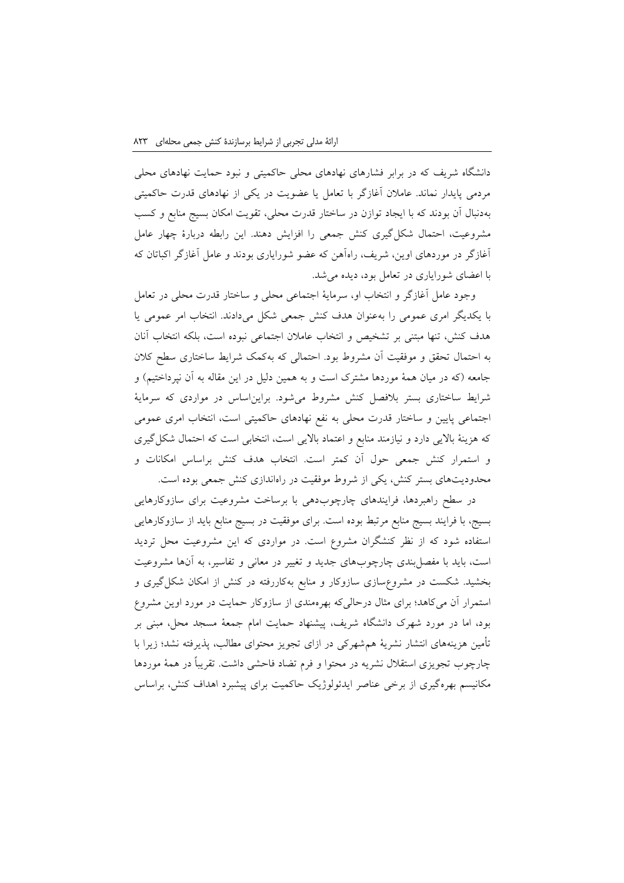دانشگاه شریف که در برابر فشارهای نهادهای محلی حاکمیتی و نبود حمایت نهادهای محلی مردمی پایدار نماند. عاملان آغازگر با تعامل یا عضویت در یکی از نهادهای قدرت حاکمیتی به‌دنبال آن بودند که با ایجاد توازن در ساختار قدرت محلی، تقویت امکان بسیج منابع و کسب مشروعیت، احتمال شکل‌گیری کنش جمعی را افزایش دهند. این رابطه دربارهٔ چهار عامل آغازگر در موردهای اوین، شریف، راه‌آهن که عضو شورایاری بودند و عامل آغازگر اکباتان که با اعضای شورایاری در تعامل بود، دیده می‌شد.

وجود عامل آغازگر و انتخاب او، سرمایهٔ اجتماعی محلی و ساختار قدرت محلی در تعامل با یکدیگر امری عمومی را به‌عنوان هدف کنش جمعی شکل می‌دادند. انتخاب امر عمومی یا هدف کنش، تنها مبتنی بر تشخیص و انتخاب عاملان اجتماعی نبوده است، بلکه انتخاب آنان به احتمال تحقق و موفقیت آن مشروط بود. احتمالی که به‌کمک شرایط ساختاری سطح کلان جامعه (که در میان همهٔ موردها مشترک است و به همین دلیل در این مقاله به آن نپرداختیم) و شرایط ساختاری بستر بلافصل کنش مشروط می‌شود. براین‌اساس در مواردی که سرمایهٔ اجتماعی پایین و ساختار قدرت محلی به نفع نهادهای حاکمیتی است، انتخاب امری عمومی که هزینهٔ بالایی دارد و نیازمند منابع و اعتماد بالایی است، انتخابی است که احتمال شکل‌گیری و استمرار کنش جمعی حول آن کمتر است. انتخاب هدف کنش براساس امکانات و محدودیت‌های بستر کنش، یکی از شروط موفقیت در راه‌اندازی کنش جمعی بوده است.

در سطح راهبردها، فرایندهای چارچوب‌دهی با برساخت مشروعیت برای سازوکارهایی بسیج، با فرایند بسیج منابع مرتبط بوده است. برای موفقیت در بسیج منابع باید از سازوکارهایی استفاده شود که از نظر کنشگران مشروع است. در مواردی که این مشروعیت محل تردید است، باید با مفصل‌بندی چارچوب‌های جدید و تغییر در معانی و تفاسیر، به آن‌ها مشروعیت بخشید. شکست در مشروع‌سازی سازوکار و منابع به‌کاررفته در کنش از امکان شکل‌گیری و استمرار آن می‌کاهد؛ برای مثال درحالی‌که بهره‌مندی از سازوکار حمایت در مورد اوین مشروع بود، اما در مورد شهرک دانشگاه شریف، پیشنهاد حمایت امام جمعهٔ مسجد محل، مبنی بر تأمین هزینه‌های انتشار نشریهٔ هم‌شهرکی در ازای تجویز محتوای مطالب، پذیرفته نشد؛ زیرا با چارچوب تجویزی استقلال نشریه در محتوا و فرم تضاد فاحشی داشت. تقریباً در همهٔ موردها مکانیسم بهره‌گیری از برخی عناصر ایدئولوژیک حاکمیت برای پیشبرد اهداف کنش، براساس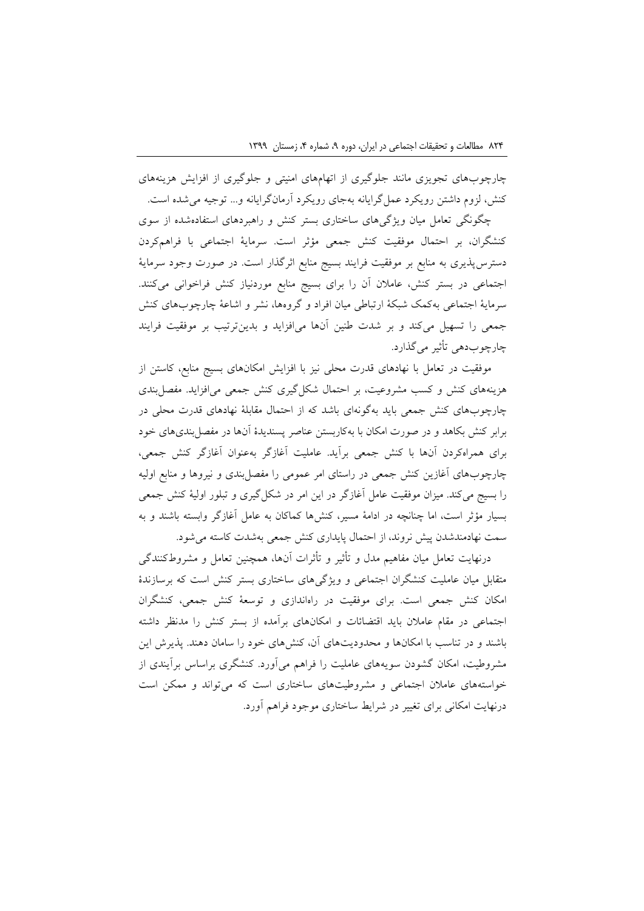چارچوب‌های تجویزی مانند جلوگیری از اتهام‌های امنیتی و جلوگیری از افزایش هزینه‌های کنش، لزوم داشتن رویکرد عمل‌گرایانه به‌جای رویکرد آرمان‌گرایانه و... توجیه می‌شده است.

چگونگی تعامل میان ویژگی‌های ساختاری بستر کنش و راهبردهای استفاده‌شده از سوی کنشگران، بر احتمال موفقیت کنش جمعی مؤثر است. سرمایهٔ اجتماعی با فراهم‌کردن دسترس‌پذیری به منابع بر موفقیت فرایند بسیج منابع اثرگذار است. در صورت وجود سرمایهٔ اجتماعی در بستر کنش، عاملان آن را برای بسیج منابع موردنیاز کنش فراخوانی می‌کنند. سرمایهٔ اجتماعی به‌کمک شبکهٔ ارتباطی میان افراد و گروه‌ها، نشر و اشاعهٔ چارچوب‌های کنش جمعی را تسهیل می‌کند و بر شدت طنین آن‌ها می‌افزاید و بدین‌ترتیب بر موفقیت فرایند چارچوب‌دهی تأثیر می‌گذارد.

موفقیت در تعامل با نهادهای قدرت محلی نیز با افزایش امکان‌های بسیج منابع، کاستن از هزینه‌های کنش و کسب مشروعیت، بر احتمال شکل‌گیری کنش جمعی می‌افزاید. مفصل‌بندی چارچوب‌های کنش جمعی باید به‌گونه‌ای باشد که از احتمال مقابلهٔ نهادهای قدرت محلی در برابر کنش بکاهد و در صورت امکان با به‌کاربستن عناصر پسندیدهٔ آن‌ها در مفصل‌بندی‌های خود برای همراه‌کردن آن‌ها با کنش جمعی برآید. عاملیت آغازگر به‌عنوان آغازگر کنش جمعی، چارچوب‌های آغازین کنش جمعی در راستای امر عمومی را مفصل‌بندی و نیروها و منابع اولیه را بسیج می‌کند. میزان موفقیت عامل آغازگر در این امر در شکل‌گیری و تبلور اولیهٔ کنش جمعی بسیار مؤثر است، اما چنانچه در ادامهٔ مسیر، کنش‌ها کماکان به عامل آغازگر وابسته باشند و به سمت نهادمندشدن پیش نروند، از احتمال پایداری کنش جمعی به‌شدت کاسته می‌شود.

درنهایت تعامل میان مفاهیم مدل و تأثیر و تأثرات آن‌ها، همچنین تعامل و مشروط‌کنندگی متقابل میان عاملیت کنشگران اجتماعی و ویژگی‌های ساختاری بستر کنش است که برسازندهٔ امکان کنش جمعی است. برای موفقیت در راه‌اندازی و توسعهٔ کنش جمعی، کنشگران اجتماعی در مقام عاملان باید اقتضائات و امکان‌های برآمده از بستر کنش را مدنظر داشته باشند و در تناسب با امکان‌ها و محدودیت‌های آن، کنش‌های خود را سامان دهند. پذیرش این مشروطیت، امکان گشودن سویه‌های عاملیت را فراهم می‌آورد. کنشگری براساس برآیندی از خواسته‌های عاملان اجتماعی و مشروطیت‌های ساختاری است که می‌تواند و ممکن است درنهایت امکانی برای تغییر در شرایط ساختاری موجود فراهم آورد.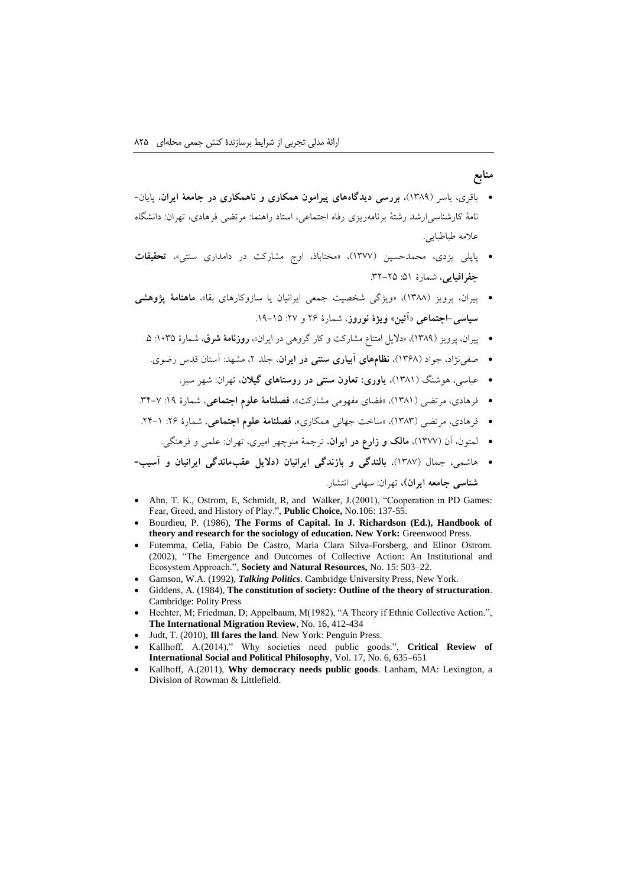## منابع

- باقری، یاسر (۱۳۸۹)، **بررسی دیدگاه‌های پیرامون همکاری و ناهمکاری در جامعهٔ ایران**، پایان‌نامهٔ کارشناسی‌ارشد رشتهٔ برنامه‌ریزی رفاه اجتماعی، استاد راهنما: مرتضی فرهادی، تهران: دانشگاه علامه طباطبایی.
- پاپلی یزدی، محمدحسین (۱۳۷۷)، «مختاباذ، اوج مشارکت در دامداری سنتی»، **تحقیقات جغرافیایی**، شمارهٔ ۵۱: ۲۵-۳۲.
- پیران، پرویز (۱۳۸۸)، «ویژگی شخصیت جمعی ایرانیان یا سازوکارهای بقا»، **ماهنامهٔ پژوهشی سیاسی-اجتماعی «آئین» ویژهٔ نوروز**، شمارهٔ ۲۶ و ۲۷: ۱۵-۱۹.
- پیران، پرویز (۱۳۸۹)، «دلایل امتناع مشارکت و کار گروهی در ایران»، **روزنامهٔ شرق**، شمارهٔ ۱۰۳۵: ۵.
- صفی‌نژاد، جواد (۱۳۶۸)، **نظام‌های آبیاری سنتی در ایران**، جلد ۲، مشهد: آستان قدس رضوی.
- عباسی، هوشنگ (۱۳۸۱)، **یاوری: تعاون سنتی در روستاهای گیلان**، تهران: شهر سبز.
- فرهادی، مرتضی (۱۳۸۱)، «فضای مفهومی مشارکت»، **فصلنامهٔ علوم اجتماعی**، شمارهٔ ۱۹: ۷-۳۴.
- فرهادی، مرتضی (۱۳۸۳)، «ساخت جهانی همکاری»، **فصلنامهٔ علوم اجتماعی**، شمارهٔ ۲۶: ۱-۲۴.
- لمتون، آن (۱۳۷۷)، **مالک و زارع در ایران**، ترجمهٔ منوچهر امیری، تهران: علمی و فرهنگی.
- هاشمی، جمال (۱۳۸۷)، **بالندگی و بازندگی ایرانیان (دلایل عقب‌ماندگی ایرانیان و آسیب‌شناسی جامعه ایران)**، تهران: سهامی انتشار.

- Ahn, T. K., Ostrom, E, Schmidt, R, and Walker, J.(2001), "Cooperation in PD Games: Fear, Greed, and History of Play.", **Public Choice,** No.106: 137-55.
- Bourdieu, P. (1986), **The Forms of Capital. In J. Richardson (Ed.), Handbook of theory and research for the sociology of education. New York:** Greenwood Press.
- Futemma, Celia, Fabio De Castro, Maria Clara Silva-Forsberg, and Elinor Ostrom. (2002), "The Emergence and Outcomes of Collective Action: An Institutional and Ecosystem Approach.", **Society and Natural Resources,** No. 15: 503–22.
- Gamson, W.A. (1992), ***Talking Politics***. Cambridge University Press, New York.
- Giddens, A. (1984), **The constitution of society: Outline of the theory of structuration**. Cambridge: Polity Press
- Hechter, M; Friedman, D; Appelbaum, M(1982), "A Theory if Ethnic Collective Action.", **The International Migration Review**, No. 16, 412-434
- Judt, T. (2010), **Ill fares the land**. New York: Penguin Press.
- Kallhoff, A.(2014)," Why societies need public goods.", **Critical Review of International Social and Political Philosophy**, Vol. 17, No. 6, 635–651
- Kallhoff, A.(2011), **Why democracy needs public goods**. Lanham, MA: Lexington, a Division of Rowman & Littlefield.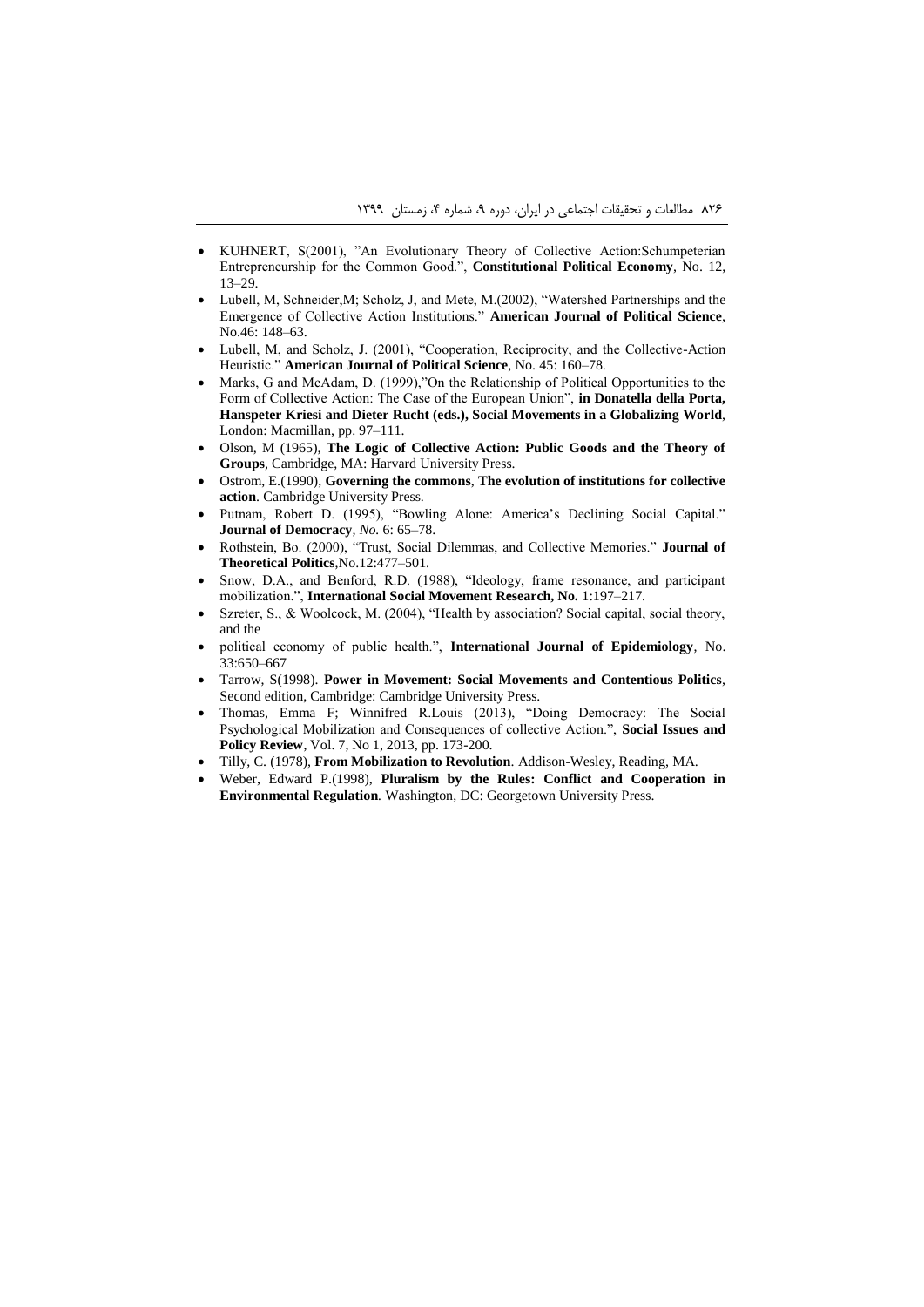- KUHNERT, S(2001), "An Evolutionary Theory of Collective Action:Schumpeterian Entrepreneurship for the Common Good.", **Constitutional Political Economy**, No. 12, 13–29.
- Lubell, M, Schneider,M; Scholz, J, and Mete, M.(2002), "Watershed Partnerships and the Emergence of Collective Action Institutions." **American Journal of Political Science**, No.46: 148–63.
- Lubell, M, and Scholz, J. (2001), "Cooperation, Reciprocity, and the Collective-Action Heuristic." **American Journal of Political Science**, No. 45: 160–78.
- Marks, G and McAdam, D. (1999),"On the Relationship of Political Opportunities to the Form of Collective Action: The Case of the European Union", **in Donatella della Porta, Hanspeter Kriesi and Dieter Rucht (eds.), Social Movements in a Globalizing World**, London: Macmillan, pp. 97–111.
- Olson, M (1965), **The Logic of Collective Action: Public Goods and the Theory of Groups**, Cambridge, MA: Harvard University Press.
- Ostrom, E.(1990), **Governing the commons**, **The evolution of institutions for collective action**. Cambridge University Press.
- Putnam, Robert D. (1995), "Bowling Alone: America's Declining Social Capital." **Journal of Democracy**, *No.* 6: 65–78.
- Rothstein, Bo. (2000), "Trust, Social Dilemmas, and Collective Memories." **Journal of Theoretical Politics**,No.12:477–501.
- Snow, D.A., and Benford, R.D. (1988), "Ideology, frame resonance, and participant mobilization.", **International Social Movement Research, No.** 1:197–217.
- Szreter, S., & Woolcock, M. (2004), "Health by association? Social capital, social theory, and the
- political economy of public health.", **International Journal of Epidemiology**, No. 33:650–667
- Tarrow, S(1998). **Power in Movement: Social Movements and Contentious Politics**, Second edition, Cambridge: Cambridge University Press.
- Thomas, Emma F; Winnifred R.Louis (2013), "Doing Democracy: The Social Psychological Mobilization and Consequences of collective Action.", **Social Issues and Policy Review**, Vol. 7, No 1, 2013, pp. 173-200.
- Tilly, C. (1978), **From Mobilization to Revolution**. Addison-Wesley, Reading, MA.
- Weber, Edward P.(1998), **Pluralism by the Rules: Conflict and Cooperation in Environmental Regulation***.* Washington, DC: Georgetown University Press.